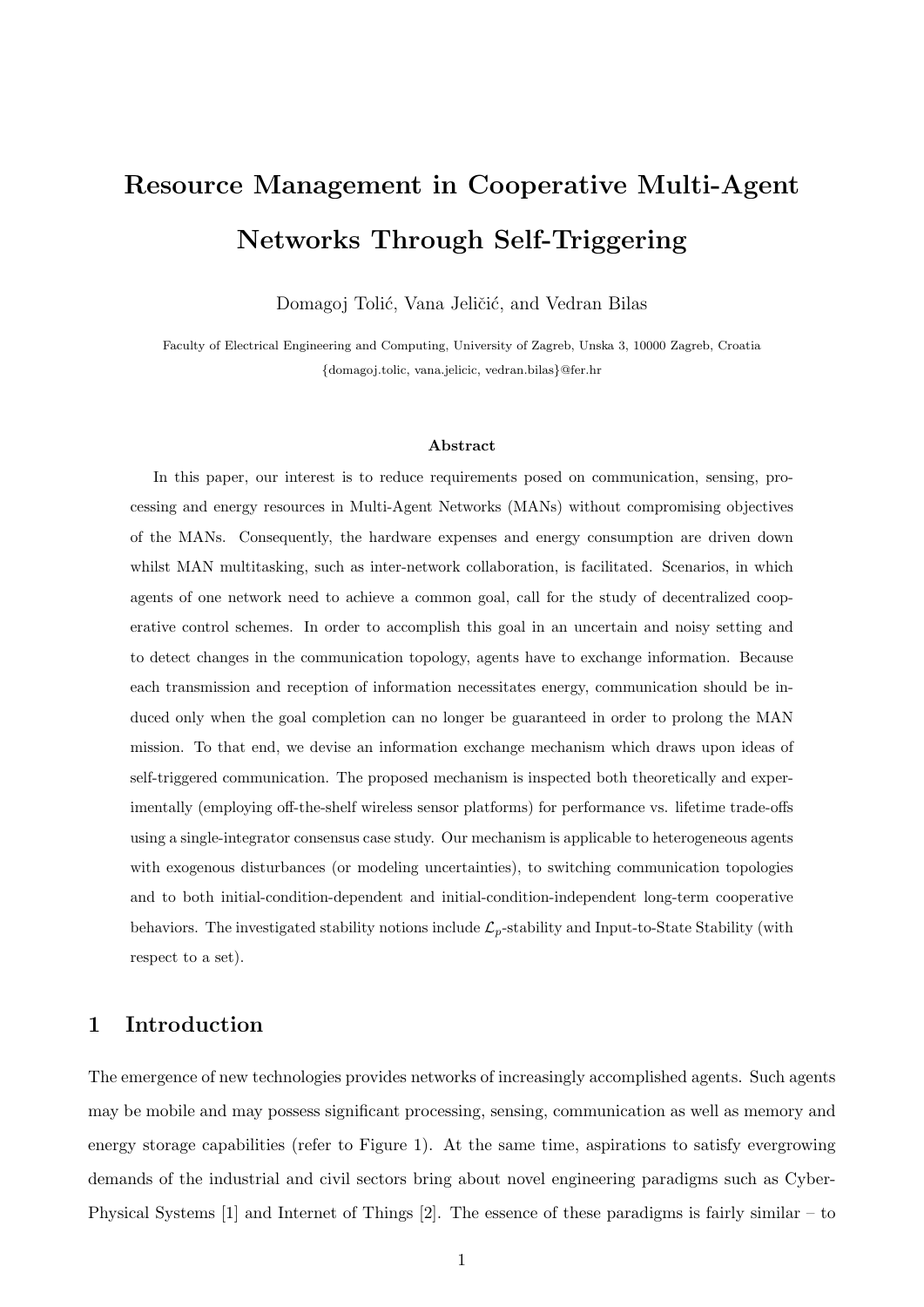// Resource Management in Cooperative Multi-Agent Networks Through Self-Triggering

# Resource Management in Cooperative Multi-Agent Networks Through Self-Triggering

Domagoj Tolić, Vana Jeličić, and Vedran Bilas

Faculty of Electrical Engineering and Computing, University of Zagreb, Unska 3, 10000 Zagreb, Croatia
{domagoj.tolic, vana.jelicic, vedran.bilas}@fer.hr

### Abstract

In this paper, our interest is to reduce requirements posed on communication, sensing, processing and energy resources in Multi-Agent Networks (MANs) without compromising objectives of the MANs. Consequently, the hardware expenses and energy consumption are driven down whilst MAN multitasking, such as inter-network collaboration, is facilitated. Scenarios, in which agents of one network need to achieve a common goal, call for the study of decentralized cooperative control schemes. In order to accomplish this goal in an uncertain and noisy setting and to detect changes in the communication topology, agents have to exchange information. Because each transmission and reception of information necessitates energy, communication should be induced only when the goal completion can no longer be guaranteed in order to prolong the MAN mission. To that end, we devise an information exchange mechanism which draws upon ideas of self-triggered communication. The proposed mechanism is inspected both theoretically and experimentally (employing off-the-shelf wireless sensor platforms) for performance vs. lifetime trade-offs using a single-integrator consensus case study. Our mechanism is applicable to heterogeneous agents with exogenous disturbances (or modeling uncertainties), to switching communication topologies and to both initial-condition-dependent and initial-condition-independent long-term cooperative behaviors. The investigated stability notions include $\mathcal{L}_p$-stability and Input-to-State Stability (with respect to a set).

## 1 Introduction

The emergence of new technologies provides networks of increasingly accomplished agents. Such agents may be mobile and may possess significant processing, sensing, communication as well as memory and energy storage capabilities (refer to Figure 1). At the same time, aspirations to satisfy evergrowing demands of the industrial and civil sectors bring about novel engineering paradigms such as Cyber-Physical Systems [1] and Internet of Things [2]. The essence of these paradigms is fairly similar – to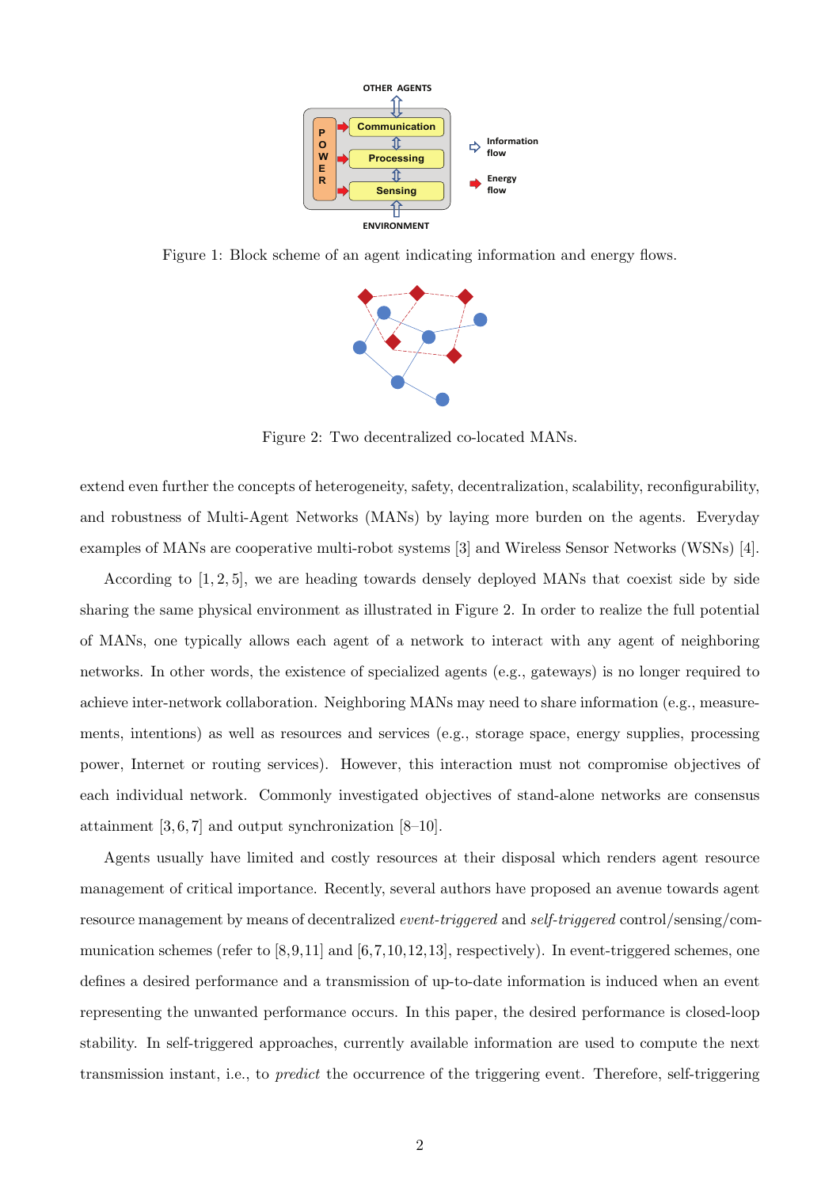Figure 1: Block scheme of an agent indicating information and energy flows.

Figure 2: Two decentralized co-located MANs.

extend even further the concepts of heterogeneity, safety, decentralization, scalability, reconfigurability, and robustness of Multi-Agent Networks (MANs) by laying more burden on the agents. Everyday examples of MANs are cooperative multi-robot systems [3] and Wireless Sensor Networks (WSNs) [4].

According to [1, 2, 5], we are heading towards densely deployed MANs that coexist side by side sharing the same physical environment as illustrated in Figure 2. In order to realize the full potential of MANs, one typically allows each agent of a network to interact with any agent of neighboring networks. In other words, the existence of specialized agents (e.g., gateways) is no longer required to achieve inter-network collaboration. Neighboring MANs may need to share information (e.g., measurements, intentions) as well as resources and services (e.g., storage space, energy supplies, processing power, Internet or routing services). However, this interaction must not compromise objectives of each individual network. Commonly investigated objectives of stand-alone networks are consensus attainment [3, 6, 7] and output synchronization [8–10].

Agents usually have limited and costly resources at their disposal which renders agent resource management of critical importance. Recently, several authors have proposed an avenue towards agent resource management by means of decentralized *event-triggered* and *self-triggered* control/sensing/communication schemes (refer to [8,9,11] and [6,7,10,12,13], respectively). In event-triggered schemes, one defines a desired performance and a transmission of up-to-date information is induced when an event representing the unwanted performance occurs. In this paper, the desired performance is closed-loop stability. In self-triggered approaches, currently available information are used to compute the next transmission instant, i.e., to *predict* the occurrence of the triggering event. Therefore, self-triggering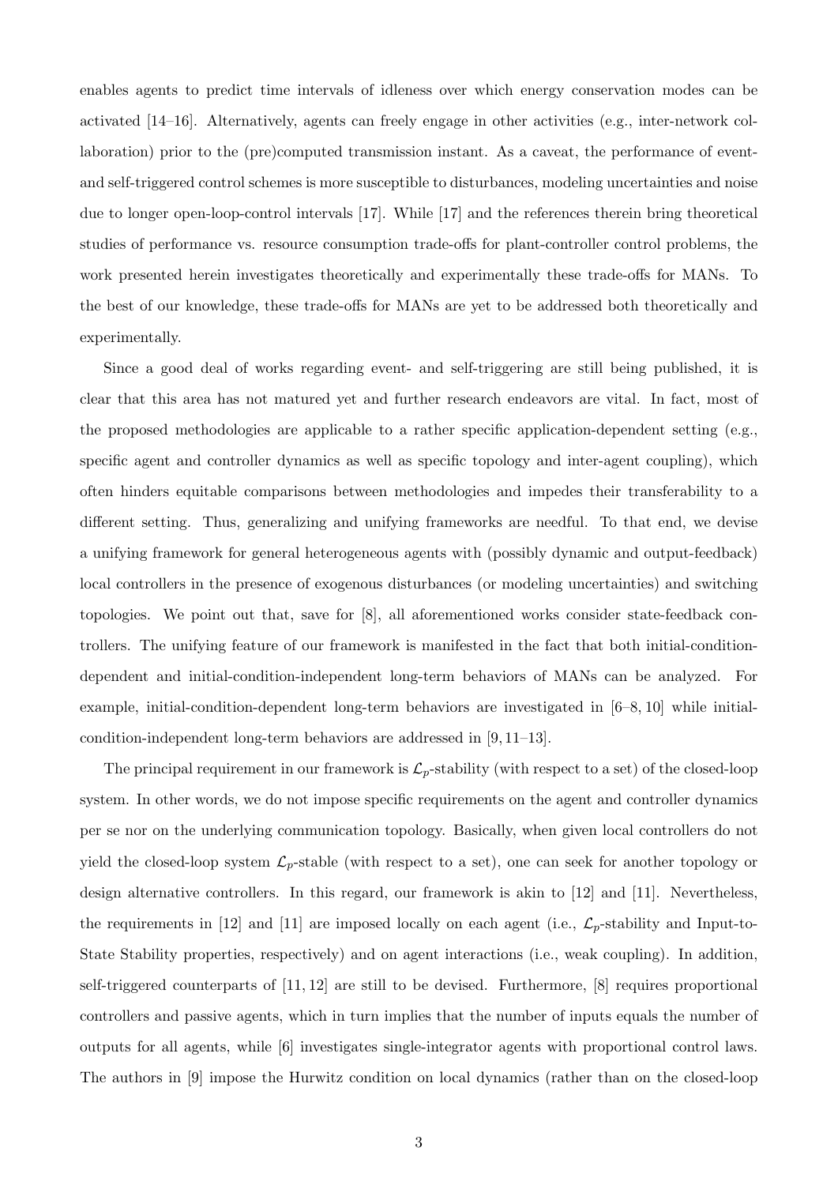enables agents to predict time intervals of idleness over which energy conservation modes can be activated [14–16]. Alternatively, agents can freely engage in other activities (e.g., inter-network collaboration) prior to the (pre)computed transmission instant. As a caveat, the performance of event- and self-triggered control schemes is more susceptible to disturbances, modeling uncertainties and noise due to longer open-loop-control intervals [17]. While [17] and the references therein bring theoretical studies of performance vs. resource consumption trade-offs for plant-controller control problems, the work presented herein investigates theoretically and experimentally these trade-offs for MANs. To the best of our knowledge, these trade-offs for MANs are yet to be addressed both theoretically and experimentally.

Since a good deal of works regarding event- and self-triggering are still being published, it is clear that this area has not matured yet and further research endeavors are vital. In fact, most of the proposed methodologies are applicable to a rather specific application-dependent setting (e.g., specific agent and controller dynamics as well as specific topology and inter-agent coupling), which often hinders equitable comparisons between methodologies and impedes their transferability to a different setting. Thus, generalizing and unifying frameworks are needful. To that end, we devise a unifying framework for general heterogeneous agents with (possibly dynamic and output-feedback) local controllers in the presence of exogenous disturbances (or modeling uncertainties) and switching topologies. We point out that, save for [8], all aforementioned works consider state-feedback controllers. The unifying feature of our framework is manifested in the fact that both initial-condition-dependent and initial-condition-independent long-term behaviors of MANs can be analyzed. For example, initial-condition-dependent long-term behaviors are investigated in [6–8, 10] while initial-condition-independent long-term behaviors are addressed in [9, 11–13].

The principal requirement in our framework is $\mathcal{L}_p$-stability (with respect to a set) of the closed-loop system. In other words, we do not impose specific requirements on the agent and controller dynamics per se nor on the underlying communication topology. Basically, when given local controllers do not yield the closed-loop system $\mathcal{L}_p$-stable (with respect to a set), one can seek for another topology or design alternative controllers. In this regard, our framework is akin to [12] and [11]. Nevertheless, the requirements in [12] and [11] are imposed locally on each agent (i.e., $\mathcal{L}_p$-stability and Input-to-State Stability properties, respectively) and on agent interactions (i.e., weak coupling). In addition, self-triggered counterparts of [11, 12] are still to be devised. Furthermore, [8] requires proportional controllers and passive agents, which in turn implies that the number of inputs equals the number of outputs for all agents, while [6] investigates single-integrator agents with proportional control laws. The authors in [9] impose the Hurwitz condition on local dynamics (rather than on the closed-loop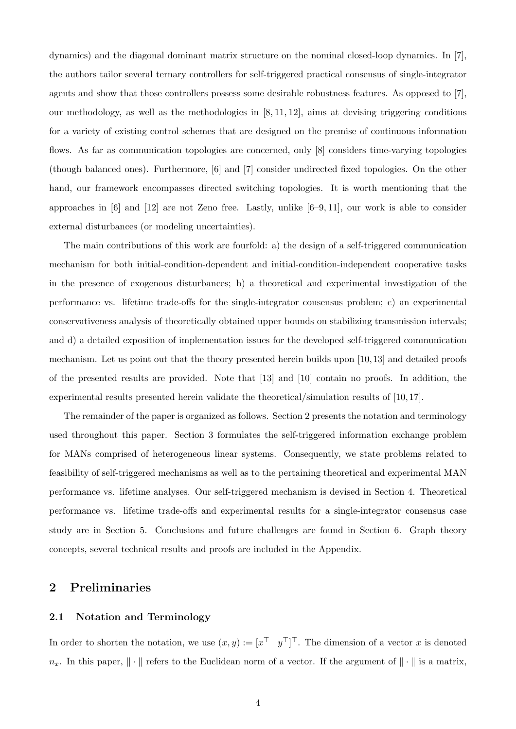dynamics) and the diagonal dominant matrix structure on the nominal closed-loop dynamics. In [7], the authors tailor several ternary controllers for self-triggered practical consensus of single-integrator agents and show that those controllers possess some desirable robustness features. As opposed to [7], our methodology, as well as the methodologies in [8, 11, 12], aims at devising triggering conditions for a variety of existing control schemes that are designed on the premise of continuous information flows. As far as communication topologies are concerned, only [8] considers time-varying topologies (though balanced ones). Furthermore, [6] and [7] consider undirected fixed topologies. On the other hand, our framework encompasses directed switching topologies. It is worth mentioning that the approaches in [6] and [12] are not Zeno free. Lastly, unlike [6–9, 11], our work is able to consider external disturbances (or modeling uncertainties).

The main contributions of this work are fourfold: a) the design of a self-triggered communication mechanism for both initial-condition-dependent and initial-condition-independent cooperative tasks in the presence of exogenous disturbances; b) a theoretical and experimental investigation of the performance vs. lifetime trade-offs for the single-integrator consensus problem; c) an experimental conservativeness analysis of theoretically obtained upper bounds on stabilizing transmission intervals; and d) a detailed exposition of implementation issues for the developed self-triggered communication mechanism. Let us point out that the theory presented herein builds upon [10,13] and detailed proofs of the presented results are provided. Note that [13] and [10] contain no proofs. In addition, the experimental results presented herein validate the theoretical/simulation results of [10,17].

The remainder of the paper is organized as follows. Section 2 presents the notation and terminology used throughout this paper. Section 3 formulates the self-triggered information exchange problem for MANs comprised of heterogeneous linear systems. Consequently, we state problems related to feasibility of self-triggered mechanisms as well as to the pertaining theoretical and experimental MAN performance vs. lifetime analyses. Our self-triggered mechanism is devised in Section 4. Theoretical performance vs. lifetime trade-offs and experimental results for a single-integrator consensus case study are in Section 5. Conclusions and future challenges are found in Section 6. Graph theory concepts, several technical results and proofs are included in the Appendix.

## 2 Preliminaries

### 2.1 Notation and Terminology

In order to shorten the notation, we use $(x, y) := [x^\top \quad y^\top]^\top$. The dimension of a vector $x$ is denoted $n_x$. In this paper, $\|\cdot\|$ refers to the Euclidean norm of a vector. If the argument of $\|\cdot\|$ is a matrix,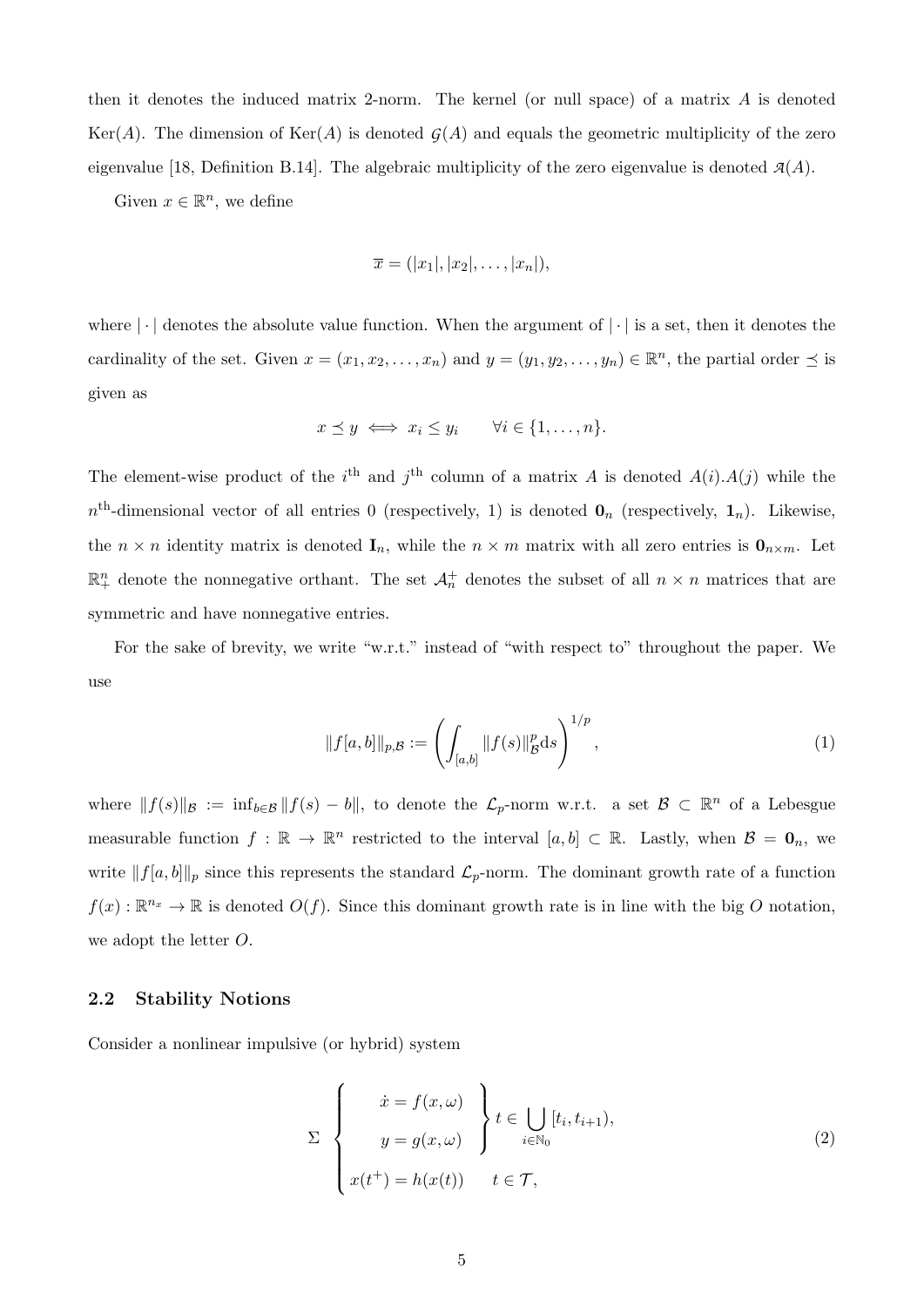then it denotes the induced matrix 2-norm. The kernel (or null space) of a matrix $A$ is denoted $\mathrm{Ker}(A)$. The dimension of $\mathrm{Ker}(A)$ is denoted $\mathcal{G}(A)$ and equals the geometric multiplicity of the zero eigenvalue [18, Definition B.14]. The algebraic multiplicity of the zero eigenvalue is denoted $\mathcal{A}(A)$.

Given $x \in \mathbb{R}^n$, we define

$$\overline{x} = (|x_1|, |x_2|, \ldots, |x_n|),$$

where $|\cdot|$ denotes the absolute value function. When the argument of $|\cdot|$ is a set, then it denotes the cardinality of the set. Given $x = (x_1, x_2, \ldots, x_n)$ and $y = (y_1, y_2, \ldots, y_n) \in \mathbb{R}^n$, the partial order $\preceq$ is given as

$$x \preceq y \iff x_i \leq y_i \qquad \forall i \in \{1, \ldots, n\}.$$

The element-wise product of the $i^{\text{th}}$ and $j^{\text{th}}$ column of a matrix $A$ is denoted $A(i).A(j)$ while the $n^{\text{th}}$-dimensional vector of all entries 0 (respectively, 1) is denoted $\mathbf{0}_n$ (respectively, $\mathbf{1}_n$). Likewise, the $n \times n$ identity matrix is denoted $\mathbf{I}_n$, while the $n \times m$ matrix with all zero entries is $\mathbf{0}_{n\times m}$. Let $\mathbb{R}^n_+$ denote the nonnegative orthant. The set $\mathcal{A}^+_n$ denotes the subset of all $n \times n$ matrices that are symmetric and have nonnegative entries.

For the sake of brevity, we write "w.r.t." instead of "with respect to" throughout the paper. We use

$$\|f[a,b]\|_{p,\mathcal{B}} := \left( \int_{[a,b]} \|f(s)\|^p_{\mathcal{B}} \mathrm{d}s \right)^{1/p}, \tag{1}$$

where $\|f(s)\|_{\mathcal{B}} := \inf_{b\in\mathcal{B}} \|f(s) - b\|$, to denote the $\mathcal{L}_p$-norm w.r.t. a set $\mathcal{B} \subset \mathbb{R}^n$ of a Lebesgue measurable function $f : \mathbb{R} \to \mathbb{R}^n$ restricted to the interval $[a, b] \subset \mathbb{R}$. Lastly, when $\mathcal{B} = \mathbf{0}_n$, we write $\|f[a, b]\|_p$ since this represents the standard $\mathcal{L}_p$-norm. The dominant growth rate of a function $f(x) : \mathbb{R}^{n_x} \to \mathbb{R}$ is denoted $O(f)$. Since this dominant growth rate is in line with the big $O$ notation, we adopt the letter $O$.

### 2.2 Stability Notions

Consider a nonlinear impulsive (or hybrid) system

$$\Sigma \quad \begin{cases} \left.\begin{array}{r} \dot{x} = f(x,\omega) \\ y = g(x,\omega) \end{array}\right\} t \in \bigcup_{i\in\mathbb{N}_0} [t_i, t_{i+1}), \\ x(t^+) = h(x(t)) \qquad t \in \mathcal{T}, \end{cases} \tag{2}$$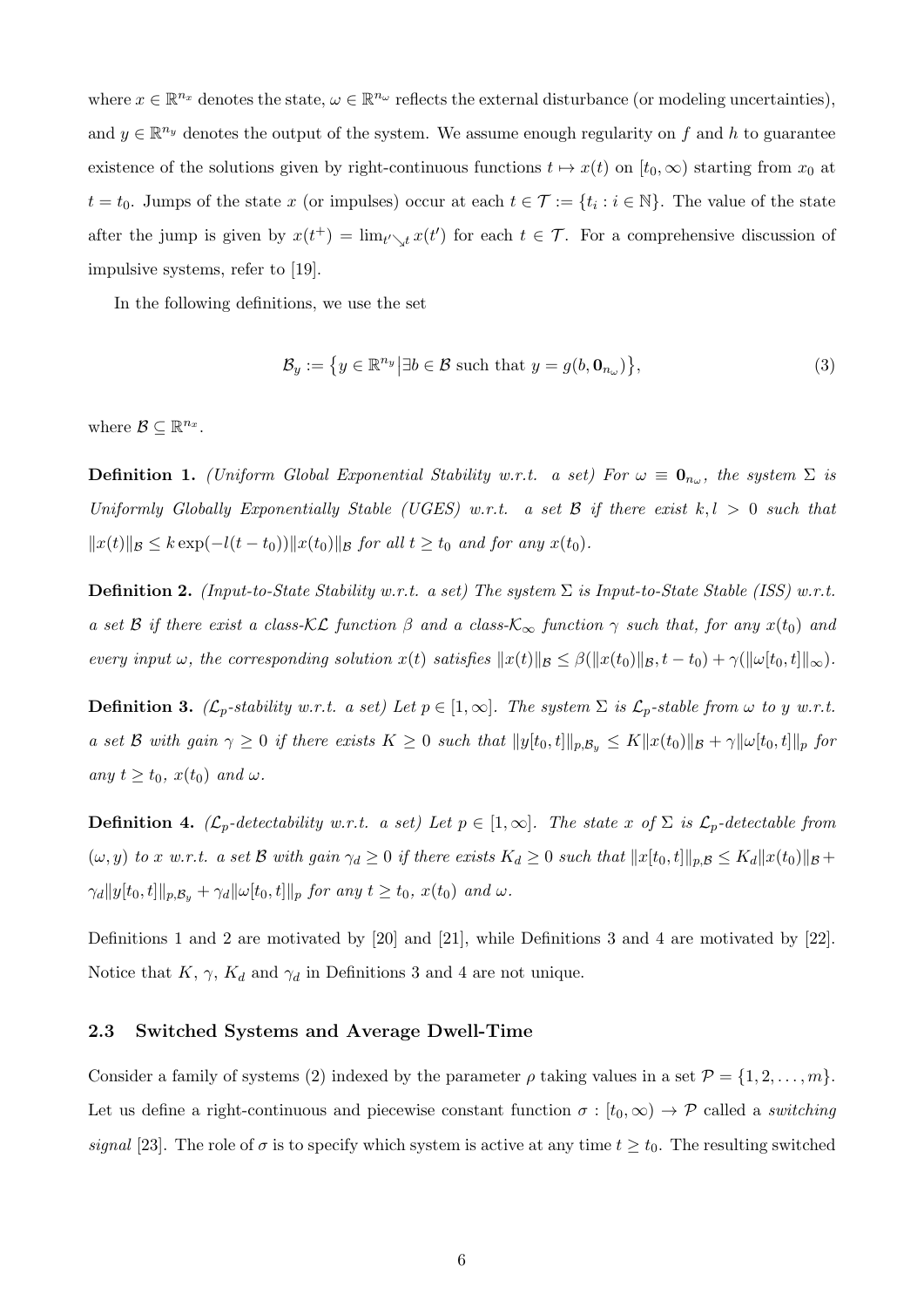where $x \in \mathbb{R}^{n_x}$ denotes the state, $\omega \in \mathbb{R}^{n_\omega}$ reflects the external disturbance (or modeling uncertainties), and $y \in \mathbb{R}^{n_y}$ denotes the output of the system. We assume enough regularity on $f$ and $h$ to guarantee existence of the solutions given by right-continuous functions $t \mapsto x(t)$ on $[t_0, \infty)$ starting from $x_0$ at $t = t_0$. Jumps of the state $x$ (or impulses) occur at each $t \in \mathcal{T} := \{t_i : i \in \mathbb{N}\}$. The value of the state after the jump is given by $x(t^+) = \lim_{t' \searrow t} x(t')$ for each $t \in \mathcal{T}$. For a comprehensive discussion of impulsive systems, refer to [19].

In the following definitions, we use the set

$$\mathcal{B}_y := \left\{ y \in \mathbb{R}^{n_y} \middle| \exists b \in \mathcal{B} \text{ such that } y = g(b, \mathbf{0}_{n_\omega}) \right\}, \tag{3}$$

where $\mathcal{B} \subseteq \mathbb{R}^{n_x}$.

**Definition 1.** *(Uniform Global Exponential Stability w.r.t. a set) For $\omega \equiv \mathbf{0}_{n_\omega}$, the system $\Sigma$ is Uniformly Globally Exponentially Stable (UGES) w.r.t. a set $\mathcal{B}$ if there exist $k, l > 0$ such that $\|x(t)\|_{\mathcal{B}} \leq k \exp(-l(t - t_0)) \|x(t_0)\|_{\mathcal{B}}$ for all $t \geq t_0$ and for any $x(t_0)$.*

**Definition 2.** *(Input-to-State Stability w.r.t. a set) The system $\Sigma$ is Input-to-State Stable (ISS) w.r.t. a set $\mathcal{B}$ if there exist a class-$\mathcal{KL}$ function $\beta$ and a class-$\mathcal{K}_\infty$ function $\gamma$ such that, for any $x(t_0)$ and every input $\omega$, the corresponding solution $x(t)$ satisfies $\|x(t)\|_{\mathcal{B}} \leq \beta(\|x(t_0)\|_{\mathcal{B}}, t - t_0) + \gamma(\|\omega[t_0, t]\|_\infty)$.*

**Definition 3.** *($\mathcal{L}_p$-stability w.r.t. a set) Let $p \in [1, \infty]$. The system $\Sigma$ is $\mathcal{L}_p$-stable from $\omega$ to $y$ w.r.t. a set $\mathcal{B}$ with gain $\gamma \geq 0$ if there exists $K \geq 0$ such that $\|y[t_0, t]\|_{p, \mathcal{B}_y} \leq K \|x(t_0)\|_{\mathcal{B}} + \gamma \|\omega[t_0, t]\|_p$ for any $t \geq t_0$, $x(t_0)$ and $\omega$.*

**Definition 4.** *($\mathcal{L}_p$-detectability w.r.t. a set) Let $p \in [1, \infty]$. The state $x$ of $\Sigma$ is $\mathcal{L}_p$-detectable from $(\omega, y)$ to $x$ w.r.t. a set $\mathcal{B}$ with gain $\gamma_d \geq 0$ if there exists $K_d \geq 0$ such that $\|x[t_0, t]\|_{p, \mathcal{B}} \leq K_d \|x(t_0)\|_{\mathcal{B}} + \gamma_d \|y[t_0, t]\|_{p, \mathcal{B}_y} + \gamma_d \|\omega[t_0, t]\|_p$ for any $t \geq t_0$, $x(t_0)$ and $\omega$.*

Definitions 1 and 2 are motivated by [20] and [21], while Definitions 3 and 4 are motivated by [22]. Notice that $K$, $\gamma$, $K_d$ and $\gamma_d$ in Definitions 3 and 4 are not unique.

### 2.3 Switched Systems and Average Dwell-Time

Consider a family of systems (2) indexed by the parameter $\rho$ taking values in a set $\mathcal{P} = \{1, 2, \ldots, m\}$. Let us define a right-continuous and piecewise constant function $\sigma : [t_0, \infty) \to \mathcal{P}$ called a *switching signal* [23]. The role of $\sigma$ is to specify which system is active at any time $t \geq t_0$. The resulting switched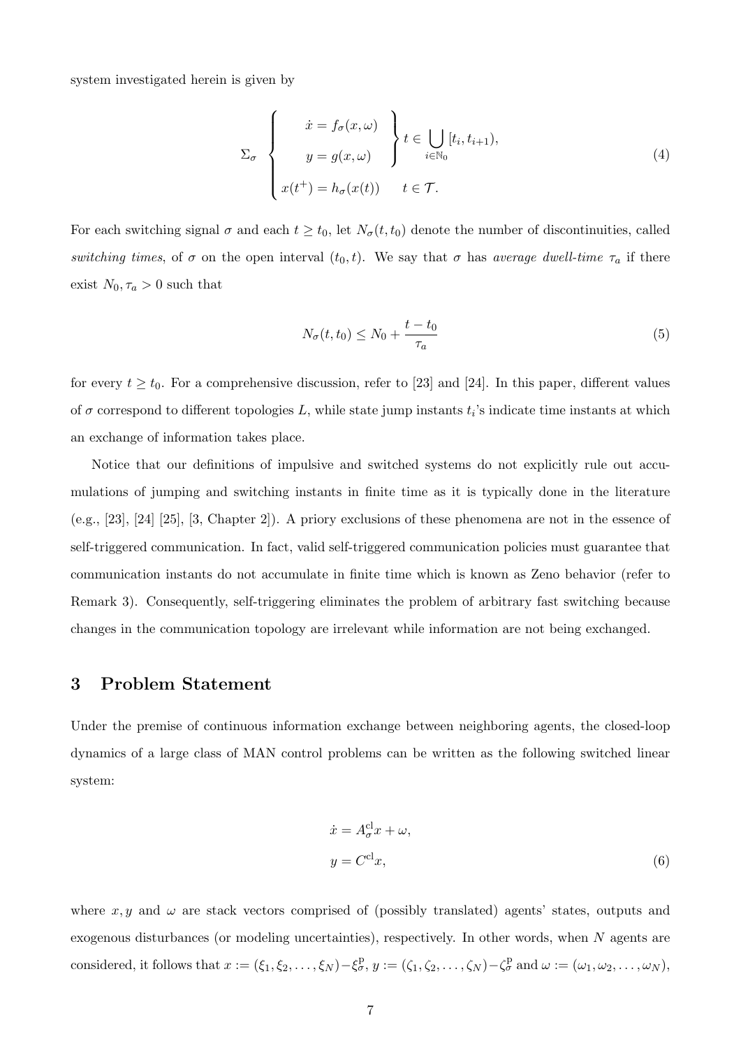system investigated herein is given by

$$\Sigma_\sigma \begin{cases} \left.\begin{aligned} \dot{x} &= f_\sigma(x,\omega) \\ y &= g(x,\omega) \end{aligned}\right\} t \in \bigcup_{i\in\mathbb{N}_0} [t_i, t_{i+1}), \\ x(t^+) = h_\sigma(x(t)) \qquad t \in \mathcal{T}. \end{cases} \tag{4}$$

For each switching signal $\sigma$ and each $t \geq t_0$, let $N_\sigma(t, t_0)$ denote the number of discontinuities, called *switching times*, of $\sigma$ on the open interval $(t_0, t)$. We say that $\sigma$ has *average dwell-time* $\tau_a$ if there exist $N_0, \tau_a > 0$ such that

$$N_\sigma(t, t_0) \leq N_0 + \frac{t - t_0}{\tau_a} \tag{5}$$

for every $t \geq t_0$. For a comprehensive discussion, refer to [23] and [24]. In this paper, different values of $\sigma$ correspond to different topologies $L$, while state jump instants $t_i$'s indicate time instants at which an exchange of information takes place.

Notice that our definitions of impulsive and switched systems do not explicitly rule out accumulations of jumping and switching instants in finite time as it is typically done in the literature (e.g., [23], [24] [25], [3, Chapter 2]). A priory exclusions of these phenomena are not in the essence of self-triggered communication. In fact, valid self-triggered communication policies must guarantee that communication instants do not accumulate in finite time which is known as Zeno behavior (refer to Remark 3). Consequently, self-triggering eliminates the problem of arbitrary fast switching because changes in the communication topology are irrelevant while information are not being exchanged.

## 3 Problem Statement

Under the premise of continuous information exchange between neighboring agents, the closed-loop dynamics of a large class of MAN control problems can be written as the following switched linear system:

$$\begin{aligned} \dot{x} &= A_\sigma^{\mathrm{cl}} x + \omega, \\ y &= C^{\mathrm{cl}} x, \end{aligned} \tag{6}$$

where $x, y$ and $\omega$ are stack vectors comprised of (possibly translated) agents' states, outputs and exogenous disturbances (or modeling uncertainties), respectively. In other words, when $N$ agents are considered, it follows that $x := (\xi_1, \xi_2, \ldots, \xi_N) - \xi_\sigma^{\mathrm{p}}$, $y := (\zeta_1, \zeta_2, \ldots, \zeta_N) - \zeta_\sigma^{\mathrm{p}}$ and $\omega := (\omega_1, \omega_2, \ldots, \omega_N)$,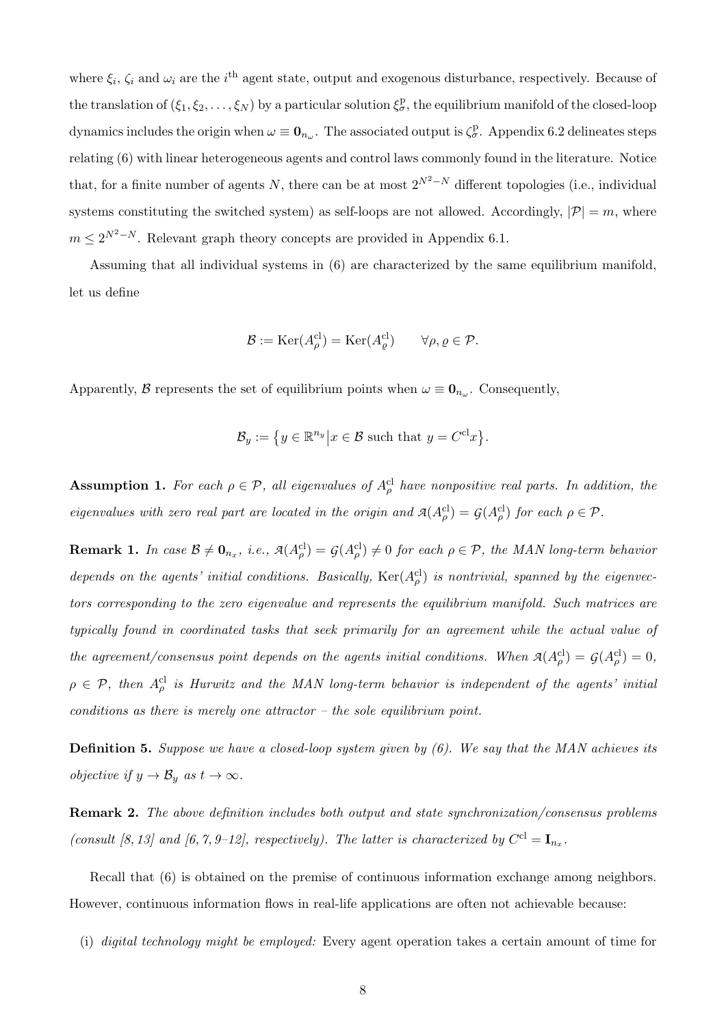where $\xi_i$, $\zeta_i$ and $\omega_i$ are the $i^{\text{th}}$ agent state, output and exogenous disturbance, respectively. Because of the translation of $(\xi_1, \xi_2, \ldots, \xi_N)$ by a particular solution $\xi_\sigma^{\text{p}}$, the equilibrium manifold of the closed-loop dynamics includes the origin when $\omega \equiv \mathbf{0}_{n_\omega}$. The associated output is $\zeta_\sigma^{\text{p}}$. Appendix 6.2 delineates steps relating (6) with linear heterogeneous agents and control laws commonly found in the literature. Notice that, for a finite number of agents $N$, there can be at most $2^{N^2-N}$ different topologies (i.e., individual systems constituting the switched system) as self-loops are not allowed. Accordingly, $|\mathcal{P}| = m$, where $m \leq 2^{N^2-N}$. Relevant graph theory concepts are provided in Appendix 6.1.

Assuming that all individual systems in (6) are characterized by the same equilibrium manifold, let us define

$$\mathcal{B} := \text{Ker}(A_\rho^{\text{cl}}) = \text{Ker}(A_\varrho^{\text{cl}}) \qquad \forall \rho, \varrho \in \mathcal{P}.$$

Apparently, $\mathcal{B}$ represents the set of equilibrium points when $\omega \equiv \mathbf{0}_{n_\omega}$. Consequently,

$$\mathcal{B}_y := \left\{ y \in \mathbb{R}^{n_y} \middle| x \in \mathcal{B} \text{ such that } y = C^{\text{cl}} x \right\}.$$

**Assumption 1.** *For each $\rho \in \mathcal{P}$, all eigenvalues of $A_\rho^{\text{cl}}$ have nonpositive real parts. In addition, the eigenvalues with zero real part are located in the origin and $\mathcal{A}(A_\rho^{\text{cl}}) = \mathcal{G}(A_\rho^{\text{cl}})$ for each $\rho \in \mathcal{P}$.*

**Remark 1.** *In case $\mathcal{B} \neq \mathbf{0}_{n_x}$, i.e., $\mathcal{A}(A_\rho^{\text{cl}}) = \mathcal{G}(A_\rho^{\text{cl}}) \neq 0$ for each $\rho \in \mathcal{P}$, the MAN long-term behavior depends on the agents' initial conditions. Basically, $\text{Ker}(A_\rho^{\text{cl}})$ is nontrivial, spanned by the eigenvectors corresponding to the zero eigenvalue and represents the equilibrium manifold. Such matrices are typically found in coordinated tasks that seek primarily for an agreement while the actual value of the agreement/consensus point depends on the agents initial conditions. When $\mathcal{A}(A_\rho^{\text{cl}}) = \mathcal{G}(A_\rho^{\text{cl}}) = 0$, $\rho \in \mathcal{P}$, then $A_\rho^{\text{cl}}$ is Hurwitz and the MAN long-term behavior is independent of the agents' initial conditions as there is merely one attractor – the sole equilibrium point.*

**Definition 5.** *Suppose we have a closed-loop system given by (6). We say that the MAN achieves its objective if $y \to \mathcal{B}_y$ as $t \to \infty$.*

**Remark 2.** *The above definition includes both output and state synchronization/consensus problems (consult [8, 13] and [6, 7, 9–12], respectively). The latter is characterized by $C^{\text{cl}} = \mathbf{I}_{n_x}$.*

Recall that (6) is obtained on the premise of continuous information exchange among neighbors. However, continuous information flows in real-life applications are often not achievable because:

(i) *digital technology might be employed:* Every agent operation takes a certain amount of time for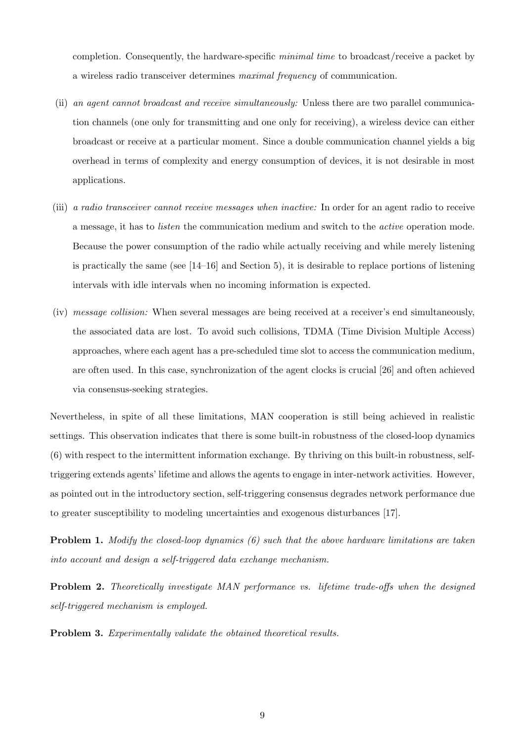completion. Consequently, the hardware-specific *minimal time* to broadcast/receive a packet by a wireless radio transceiver determines *maximal frequency* of communication.

(ii) *an agent cannot broadcast and receive simultaneously:* Unless there are two parallel communication channels (one only for transmitting and one only for receiving), a wireless device can either broadcast or receive at a particular moment. Since a double communication channel yields a big overhead in terms of complexity and energy consumption of devices, it is not desirable in most applications.

(iii) *a radio transceiver cannot receive messages when inactive:* In order for an agent radio to receive a message, it has to *listen* the communication medium and switch to the *active* operation mode. Because the power consumption of the radio while actually receiving and while merely listening is practically the same (see [14–16] and Section 5), it is desirable to replace portions of listening intervals with idle intervals when no incoming information is expected.

(iv) *message collision:* When several messages are being received at a receiver's end simultaneously, the associated data are lost. To avoid such collisions, TDMA (Time Division Multiple Access) approaches, where each agent has a pre-scheduled time slot to access the communication medium, are often used. In this case, synchronization of the agent clocks is crucial [26] and often achieved via consensus-seeking strategies.

Nevertheless, in spite of all these limitations, MAN cooperation is still being achieved in realistic settings. This observation indicates that there is some built-in robustness of the closed-loop dynamics (6) with respect to the intermittent information exchange. By thriving on this built-in robustness, self-triggering extends agents' lifetime and allows the agents to engage in inter-network activities. However, as pointed out in the introductory section, self-triggering consensus degrades network performance due to greater susceptibility to modeling uncertainties and exogenous disturbances [17].

**Problem 1.** *Modify the closed-loop dynamics (6) such that the above hardware limitations are taken into account and design a self-triggered data exchange mechanism.*

**Problem 2.** *Theoretically investigate MAN performance vs. lifetime trade-offs when the designed self-triggered mechanism is employed.*

**Problem 3.** *Experimentally validate the obtained theoretical results.*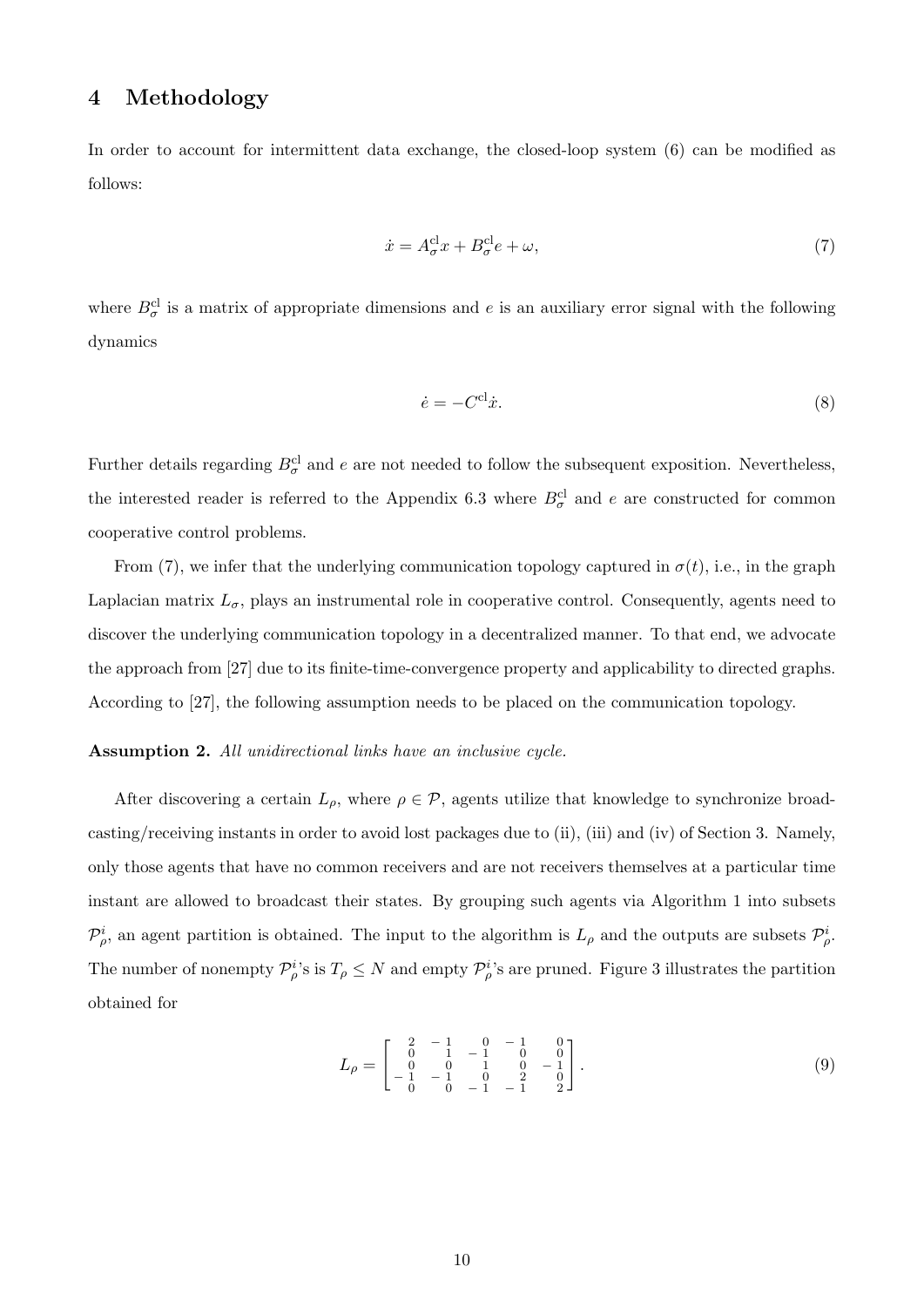## 4 Methodology

In order to account for intermittent data exchange, the closed-loop system (6) can be modified as follows:

$$\dot{x} = A_\sigma^{\text{cl}} x + B_\sigma^{\text{cl}} e + \omega, \tag{7}$$

where $B_\sigma^{\text{cl}}$ is a matrix of appropriate dimensions and $e$ is an auxiliary error signal with the following dynamics

$$\dot{e} = -C^{\text{cl}} \dot{x}. \tag{8}$$

Further details regarding $B_\sigma^{\text{cl}}$ and $e$ are not needed to follow the subsequent exposition. Nevertheless, the interested reader is referred to the Appendix 6.3 where $B_\sigma^{\text{cl}}$ and $e$ are constructed for common cooperative control problems.

From (7), we infer that the underlying communication topology captured in $\sigma(t)$, i.e., in the graph Laplacian matrix $L_\sigma$, plays an instrumental role in cooperative control. Consequently, agents need to discover the underlying communication topology in a decentralized manner. To that end, we advocate the approach from [27] due to its finite-time-convergence property and applicability to directed graphs. According to [27], the following assumption needs to be placed on the communication topology.

**Assumption 2.** *All unidirectional links have an inclusive cycle.*

After discovering a certain $L_\rho$, where $\rho \in \mathcal{P}$, agents utilize that knowledge to synchronize broadcasting/receiving instants in order to avoid lost packages due to (ii), (iii) and (iv) of Section 3. Namely, only those agents that have no common receivers and are not receivers themselves at a particular time instant are allowed to broadcast their states. By grouping such agents via Algorithm 1 into subsets $\mathcal{P}_\rho^i$, an agent partition is obtained. The input to the algorithm is $L_\rho$ and the outputs are subsets $\mathcal{P}_\rho^i$. The number of nonempty $\mathcal{P}_\rho^i$'s is $T_\rho \leq N$ and empty $\mathcal{P}_\rho^i$'s are pruned. Figure 3 illustrates the partition obtained for

$$L_\rho = \begin{bmatrix} 2 & -1 & 0 & -1 & 0 \\ 0 & 1 & -1 & 0 & 0 \\ 0 & 0 & 1 & 0 & -1 \\ -1 & -1 & 0 & 2 & 0 \\ 0 & 0 & -1 & -1 & 2 \end{bmatrix}. \tag{9}$$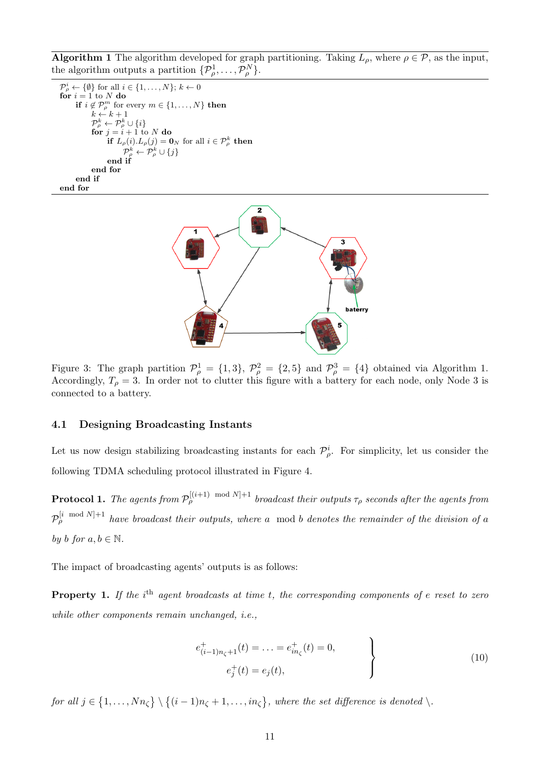**Algorithm 1** The algorithm developed for graph partitioning. Taking $L_\rho$, where $\rho \in \mathcal{P}$, as the input, the algorithm outputs a partition $\{\mathcal{P}_\rho^1, \ldots, \mathcal{P}_\rho^N\}$.

```
P_ρ^i ← {∅} for all i ∈ {1,...,N}; k ← 0
for i = 1 to N do
    if i ∉ P_ρ^m for every m ∈ {1,...,N} then
        k ← k + 1
        P_ρ^k ← P_ρ^k ∪ {i}
        for j = i + 1 to N do
            if L_ρ(i).L_ρ(j) = 0_N for all i ∈ P_ρ^k then
                P_ρ^k ← P_ρ^k ∪ {j}
            end if
        end for
    end if
end for
```

Figure 3: The graph partition $\mathcal{P}_\rho^1 = \{1, 3\}$, $\mathcal{P}_\rho^2 = \{2, 5\}$ and $\mathcal{P}_\rho^3 = \{4\}$ obtained via Algorithm 1. Accordingly, $T_\rho = 3$. In order not to clutter this figure with a battery for each node, only Node 3 is connected to a battery.

### 4.1 Designing Broadcasting Instants

Let us now design stabilizing broadcasting instants for each $\mathcal{P}_\rho^i$. For simplicity, let us consider the following TDMA scheduling protocol illustrated in Figure 4.

**Protocol 1.** *The agents from $\mathcal{P}_\rho^{[(i+1) \mod N]+1}$ broadcast their outputs $\tau_\rho$ seconds after the agents from $\mathcal{P}_\rho^{[i \mod N]+1}$ have broadcast their outputs, where $a \mod b$ denotes the remainder of the division of $a$ by $b$ for $a, b \in \mathbb{N}$.*

The impact of broadcasting agents' outputs is as follows:

**Property 1.** *If the $i^{\text{th}}$ agent broadcasts at time $t$, the corresponding components of $e$ reset to zero while other components remain unchanged, i.e.,*

$$\left.\begin{aligned} e^+_{(i-1)n_\zeta+1}(t) = \ldots = e^+_{in_\zeta}(t) = 0, \\ e^+_j(t) = e_j(t), \end{aligned}\right\} \tag{10}$$

*for all $j \in \{1, \ldots, Nn_\zeta\} \setminus \{(i-1)n_\zeta + 1, \ldots, in_\zeta\}$, where the set difference is denoted $\setminus$.*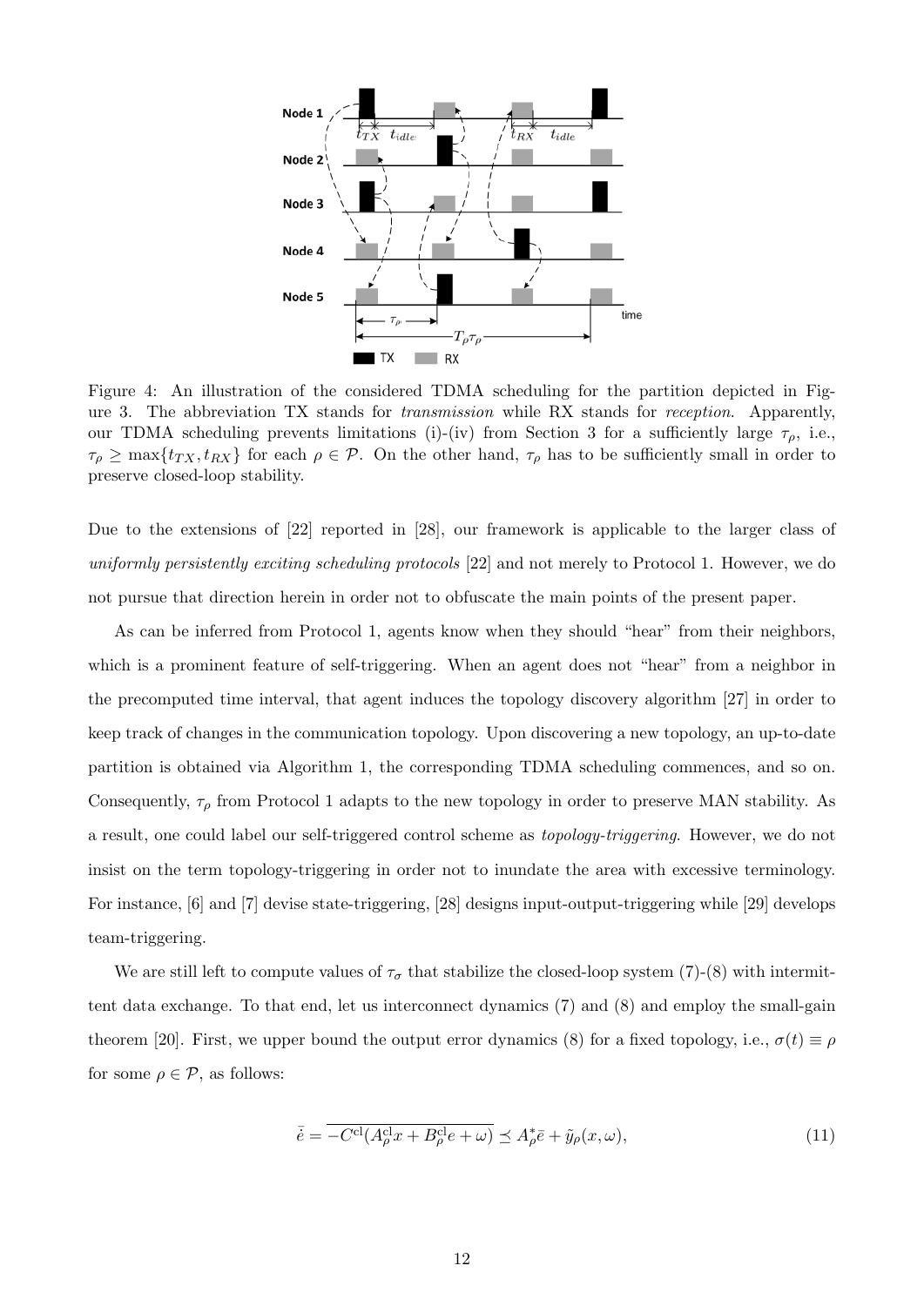Figure 4: An illustration of the considered TDMA scheduling for the partition depicted in Figure 3. The abbreviation TX stands for *transmission* while RX stands for *reception*. Apparently, our TDMA scheduling prevents limitations (i)-(iv) from Section 3 for a sufficiently large $\tau_\rho$, i.e., $\tau_\rho \geq \max\{t_{TX}, t_{RX}\}$ for each $\rho \in \mathcal{P}$. On the other hand, $\tau_\rho$ has to be sufficiently small in order to preserve closed-loop stability.

Due to the extensions of [22] reported in [28], our framework is applicable to the larger class of *uniformly persistently exciting scheduling protocols* [22] and not merely to Protocol 1. However, we do not pursue that direction herein in order not to obfuscate the main points of the present paper.

As can be inferred from Protocol 1, agents know when they should "hear" from their neighbors, which is a prominent feature of self-triggering. When an agent does not "hear" from a neighbor in the precomputed time interval, that agent induces the topology discovery algorithm [27] in order to keep track of changes in the communication topology. Upon discovering a new topology, an up-to-date partition is obtained via Algorithm 1, the corresponding TDMA scheduling commences, and so on. Consequently, $\tau_\rho$ from Protocol 1 adapts to the new topology in order to preserve MAN stability. As a result, one could label our self-triggered control scheme as *topology-triggering*. However, we do not insist on the term topology-triggering in order not to inundate the area with excessive terminology. For instance, [6] and [7] devise state-triggering, [28] designs input-output-triggering while [29] develops team-triggering.

We are still left to compute values of $\tau_\sigma$ that stabilize the closed-loop system (7)-(8) with intermittent data exchange. To that end, let us interconnect dynamics (7) and (8) and employ the small-gain theorem [20]. First, we upper bound the output error dynamics (8) for a fixed topology, i.e., $\sigma(t) \equiv \rho$ for some $\rho \in \mathcal{P}$, as follows:

$$\dot{\bar{e}} = \overline{-C^{\text{cl}}(A^{\text{cl}}_\rho x + B^{\text{cl}}_\rho e + \omega)} \preceq A^*_\rho \bar{e} + \tilde{y}_\rho(x, \omega), \tag{11}$$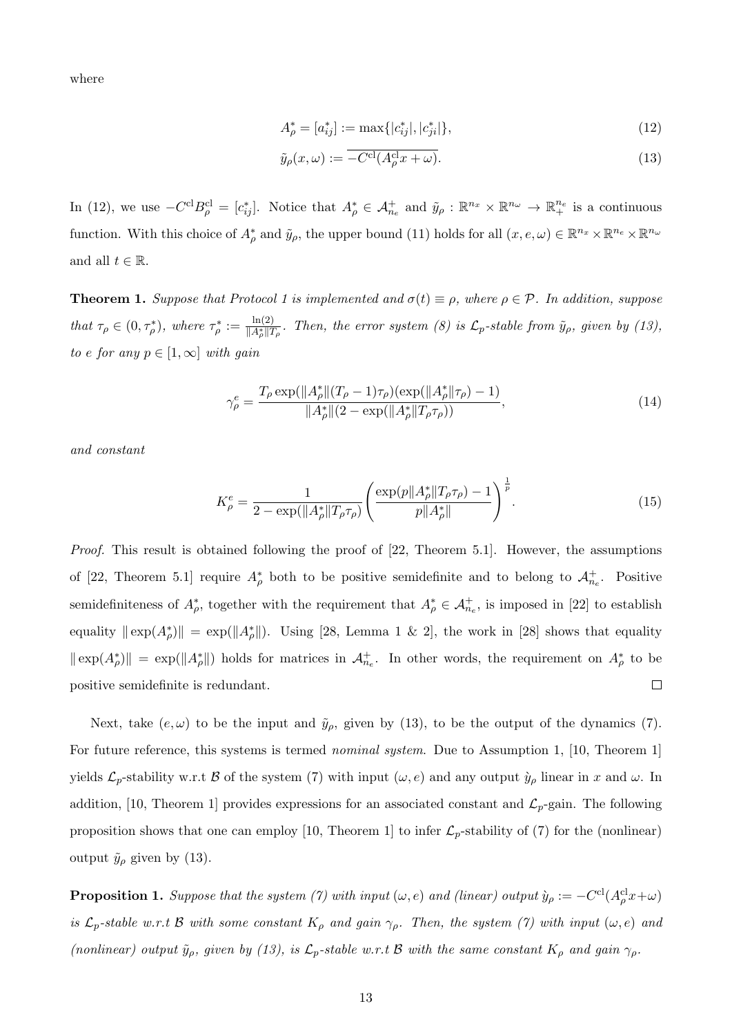where

$$A^*_\rho = [a^*_{ij}] := \max\{|c^*_{ij}|, |c^*_{ji}|\}, \tag{12}$$

$$\tilde{y}_\rho(x,\omega) := \overline{-C^{\text{cl}}(A^{\text{cl}}_\rho x + \omega)}. \tag{13}$$

In (12), we use $-C^{\text{cl}}B^{\text{cl}}_\rho = [c^*_{ij}]$. Notice that $A^*_\rho \in \mathcal{A}^+_{n_e}$ and $\tilde{y}_\rho : \mathbb{R}^{n_x} \times \mathbb{R}^{n_\omega} \to \mathbb{R}^{n_e}_+$ is a continuous function. With this choice of $A^*_\rho$ and $\tilde{y}_\rho$, the upper bound (11) holds for all $(x, e, \omega) \in \mathbb{R}^{n_x} \times \mathbb{R}^{n_e} \times \mathbb{R}^{n_\omega}$ and all $t \in \mathbb{R}$.

**Theorem 1.** *Suppose that Protocol 1 is implemented and $\sigma(t) \equiv \rho$, where $\rho \in \mathcal{P}$. In addition, suppose that $\tau_\rho \in (0, \tau^*_\rho)$, where $\tau^*_\rho := \frac{\ln(2)}{\|A^*_\rho\| T_\rho}$. Then, the error system (8) is $\mathcal{L}_p$-stable from $\tilde{y}_\rho$, given by (13), to $e$ for any $p \in [1,\infty]$ with gain*

$$\gamma^e_\rho = \frac{T_\rho \exp(\|A^*_\rho\|(T_\rho - 1)\tau_\rho)(\exp(\|A^*_\rho\|\tau_\rho) - 1)}{\|A^*_\rho\|(2 - \exp(\|A^*_\rho\| T_\rho \tau_\rho))}, \tag{14}$$

*and constant*

$$K^e_\rho = \frac{1}{2 - \exp(\|A^*_\rho\| T_\rho \tau_\rho)} \left( \frac{\exp(p\|A^*_\rho\| T_\rho \tau_\rho) - 1}{p\|A^*_\rho\|} \right)^{\frac{1}{p}}. \tag{15}$$

*Proof.* This result is obtained following the proof of [22, Theorem 5.1]. However, the assumptions of [22, Theorem 5.1] require $A^*_\rho$ both to be positive semidefinite and to belong to $\mathcal{A}^+_{n_e}$. Positive semidefiniteness of $A^*_\rho$, together with the requirement that $A^*_\rho \in \mathcal{A}^+_{n_e}$, is imposed in [22] to establish equality $\|\exp(A^*_\rho)\| = \exp(\|A^*_\rho\|)$. Using [28, Lemma 1 & 2], the work in [28] shows that equality $\|\exp(A^*_\rho)\| = \exp(\|A^*_\rho\|)$ holds for matrices in $\mathcal{A}^+_{n_e}$. In other words, the requirement on $A^*_\rho$ to be positive semidefinite is redundant. $\square$

Next, take $(e, \omega)$ to be the input and $\tilde{y}_\rho$, given by (13), to be the output of the dynamics (7). For future reference, this systems is termed *nominal system*. Due to Assumption 1, [10, Theorem 1] yields $\mathcal{L}_p$-stability w.r.t $\mathcal{B}$ of the system (7) with input $(\omega, e)$ and any output $\grave{y}_\rho$ linear in $x$ and $\omega$. In addition, [10, Theorem 1] provides expressions for an associated constant and $\mathcal{L}_p$-gain. The following proposition shows that one can employ [10, Theorem 1] to infer $\mathcal{L}_p$-stability of (7) for the (nonlinear) output $\tilde{y}_\rho$ given by (13).

**Proposition 1.** *Suppose that the system (7) with input $(\omega, e)$ and (linear) output $\grave{y}_\rho := -C^{\text{cl}}(A^{\text{cl}}_\rho x + \omega)$ is $\mathcal{L}_p$-stable w.r.t $\mathcal{B}$ with some constant $K_\rho$ and gain $\gamma_\rho$. Then, the system (7) with input $(\omega, e)$ and (nonlinear) output $\tilde{y}_\rho$, given by (13), is $\mathcal{L}_p$-stable w.r.t $\mathcal{B}$ with the same constant $K_\rho$ and gain $\gamma_\rho$.*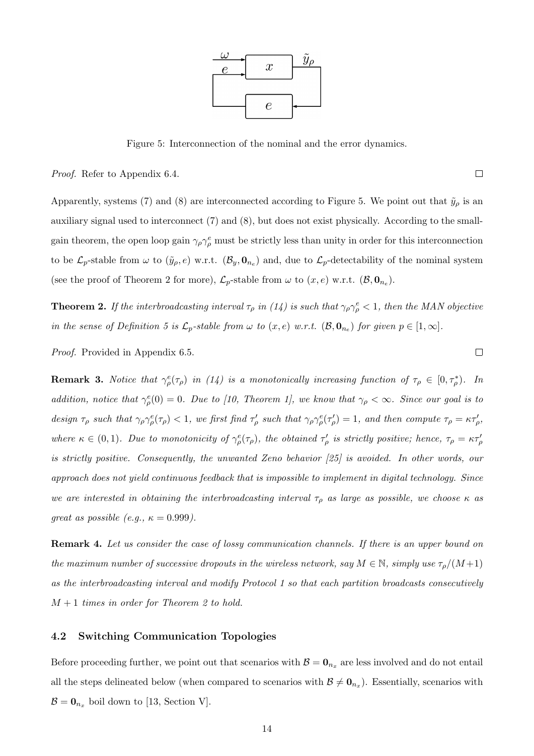Figure 5: Interconnection of the nominal and the error dynamics.

*Proof.* Refer to Appendix 6.4. □

Apparently, systems (7) and (8) are interconnected according to Figure 5. We point out that $\tilde{y}_\rho$ is an auxiliary signal used to interconnect (7) and (8), but does not exist physically. According to the small-gain theorem, the open loop gain $\gamma_\rho \gamma_\rho^e$ must be strictly less than unity in order for this interconnection to be $\mathcal{L}_p$-stable from $\omega$ to $(\tilde{y}_\rho, e)$ w.r.t. $(\mathcal{B}_y, \mathbf{0}_{n_e})$ and, due to $\mathcal{L}_p$-detectability of the nominal system (see the proof of Theorem 2 for more), $\mathcal{L}_p$-stable from $\omega$ to $(x, e)$ w.r.t. $(\mathcal{B}, \mathbf{0}_{n_e})$.

**Theorem 2.** *If the interbroadcasting interval $\tau_\rho$ in (14) is such that $\gamma_\rho \gamma_\rho^e < 1$, then the MAN objective in the sense of Definition 5 is $\mathcal{L}_p$-stable from $\omega$ to $(x, e)$ w.r.t. $(\mathcal{B}, \mathbf{0}_{n_e})$ for given $p \in [1, \infty]$.*

*Proof.* Provided in Appendix 6.5. □

**Remark 3.** *Notice that $\gamma_\rho^e(\tau_\rho)$ in (14) is a monotonically increasing function of $\tau_\rho \in [0, \tau_\rho^*)$. In addition, notice that $\gamma_\rho^e(0) = 0$. Due to [10, Theorem 1], we know that $\gamma_\rho < \infty$. Since our goal is to design $\tau_\rho$ such that $\gamma_\rho \gamma_\rho^e(\tau_\rho) < 1$, we first find $\tau_\rho'$ such that $\gamma_\rho \gamma_\rho^e(\tau_\rho') = 1$, and then compute $\tau_\rho = \kappa \tau_\rho'$, where $\kappa \in (0, 1)$. Due to monotonicity of $\gamma_\rho^e(\tau_\rho)$, the obtained $\tau_\rho'$ is strictly positive; hence, $\tau_\rho = \kappa \tau_\rho'$ is strictly positive. Consequently, the unwanted Zeno behavior [25] is avoided. In other words, our approach does not yield continuous feedback that is impossible to implement in digital technology. Since we are interested in obtaining the interbroadcasting interval $\tau_\rho$ as large as possible, we choose $\kappa$ as great as possible (e.g., $\kappa = 0.999$).*

**Remark 4.** *Let us consider the case of lossy communication channels. If there is an upper bound on the maximum number of successive dropouts in the wireless network, say $M \in \mathbb{N}$, simply use $\tau_\rho/(M+1)$ as the interbroadcasting interval and modify Protocol 1 so that each partition broadcasts consecutively $M+1$ times in order for Theorem 2 to hold.*

## 4.2 Switching Communication Topologies

Before proceeding further, we point out that scenarios with $\mathcal{B} = \mathbf{0}_{n_x}$ are less involved and do not entail all the steps delineated below (when compared to scenarios with $\mathcal{B} \neq \mathbf{0}_{n_x}$). Essentially, scenarios with $\mathcal{B} = \mathbf{0}_{n_x}$ boil down to [13, Section V].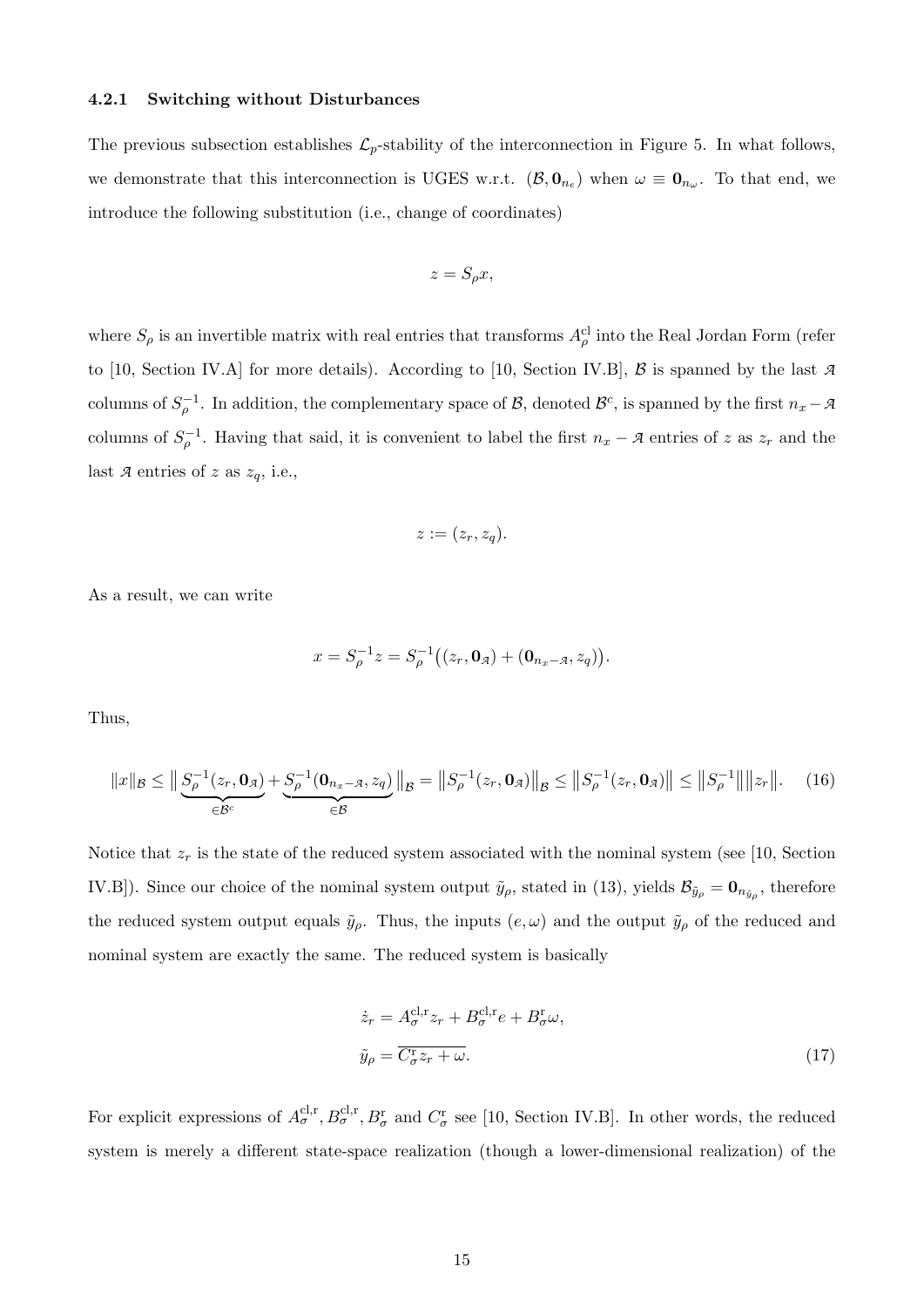#### 4.2.1 Switching without Disturbances

The previous subsection establishes $\mathcal{L}_p$-stability of the interconnection in Figure 5. In what follows, we demonstrate that this interconnection is UGES w.r.t. $(\mathcal{B}, \mathbf{0}_{n_e})$ when $\omega \equiv \mathbf{0}_{n_\omega}$. To that end, we introduce the following substitution (i.e., change of coordinates)

$$z = S_\rho x,$$

where $S_\rho$ is an invertible matrix with real entries that transforms $A_\rho^{\text{cl}}$ into the Real Jordan Form (refer to [10, Section IV.A] for more details). According to [10, Section IV.B], $\mathcal{B}$ is spanned by the last $\mathcal{A}$ columns of $S_\rho^{-1}$. In addition, the complementary space of $\mathcal{B}$, denoted $\mathcal{B}^c$, is spanned by the first $n_x - \mathcal{A}$ columns of $S_\rho^{-1}$. Having that said, it is convenient to label the first $n_x - \mathcal{A}$ entries of $z$ as $z_r$ and the last $\mathcal{A}$ entries of $z$ as $z_q$, i.e.,

$$z := (z_r, z_q).$$

As a result, we can write

$$x = S_\rho^{-1} z = S_\rho^{-1}\big((z_r, \mathbf{0}_{\mathcal{A}}) + (\mathbf{0}_{n_x - \mathcal{A}}, z_q)\big).$$

Thus,

$$\|x\|_{\mathcal{B}} \leq \big\| \underbrace{S_\rho^{-1}(z_r, \mathbf{0}_{\mathcal{A}})}_{\in \mathcal{B}^c} + \underbrace{S_\rho^{-1}(\mathbf{0}_{n_x - \mathcal{A}}, z_q)}_{\in \mathcal{B}} \big\|_{\mathcal{B}} = \big\| S_\rho^{-1}(z_r, \mathbf{0}_{\mathcal{A}}) \big\|_{\mathcal{B}} \leq \big\| S_\rho^{-1}(z_r, \mathbf{0}_{\mathcal{A}}) \big\| \leq \big\| S_\rho^{-1} \big\| \big\| z_r \big\|. \tag{16}$$

Notice that $z_r$ is the state of the reduced system associated with the nominal system (see [10, Section IV.B]). Since our choice of the nominal system output $\tilde{y}_\rho$, stated in (13), yields $\mathcal{B}_{\tilde{y}_\rho} = \mathbf{0}_{n_{\tilde{y}_\rho}}$, therefore the reduced system output equals $\tilde{y}_\rho$. Thus, the inputs $(e, \omega)$ and the output $\tilde{y}_\rho$ of the reduced and nominal system are exactly the same. The reduced system is basically

$$\begin{aligned}
\dot{z}_r &= A_\sigma^{\text{cl,r}} z_r + B_\sigma^{\text{cl,r}} e + B_\sigma^{\text{r}} \omega, \\
\tilde{y}_\rho &= \overline{C_\sigma^{\text{r}} z_r + \omega}.
\end{aligned} \tag{17}$$

For explicit expressions of $A_\sigma^{\text{cl,r}}, B_\sigma^{\text{cl,r}}, B_\sigma^{\text{r}}$ and $C_\sigma^{\text{r}}$ see [10, Section IV.B]. In other words, the reduced system is merely a different state-space realization (though a lower-dimensional realization) of the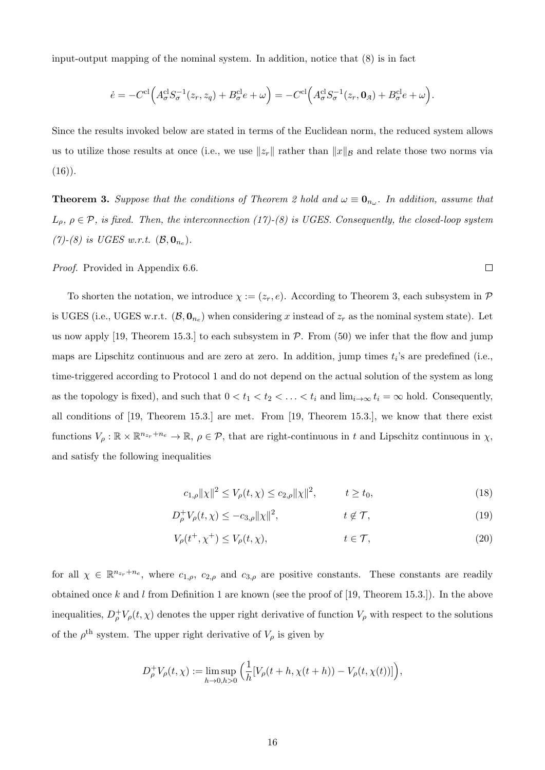input-output mapping of the nominal system. In addition, notice that (8) is in fact

$$\dot{e} = -C^{\mathrm{cl}}\Big(A^{\mathrm{cl}}_{\sigma} S^{-1}_{\sigma}(z_r, z_q) + B^{\mathrm{cl}}_{\sigma} e + \omega\Big) = -C^{\mathrm{cl}}\Big(A^{\mathrm{cl}}_{\sigma} S^{-1}_{\sigma}(z_r, \mathbf{0}_{\mathcal{A}}) + B^{\mathrm{cl}}_{\sigma} e + \omega\Big).$$

Since the results invoked below are stated in terms of the Euclidean norm, the reduced system allows us to utilize those results at once (i.e., we use $\|z_r\|$ rather than $\|x\|_{\mathcal{B}}$ and relate those two norms via (16)).

**Theorem 3.** *Suppose that the conditions of Theorem 2 hold and $\omega \equiv \mathbf{0}_{n_\omega}$. In addition, assume that $L_\rho$, $\rho \in \mathcal{P}$, is fixed. Then, the interconnection (17)-(8) is UGES. Consequently, the closed-loop system (7)-(8) is UGES w.r.t. $(\mathcal{B}, \mathbf{0}_{n_e})$.*

*Proof.* Provided in Appendix 6.6. □

To shorten the notation, we introduce $\chi := (z_r, e)$. According to Theorem 3, each subsystem in $\mathcal{P}$ is UGES (i.e., UGES w.r.t. $(\mathcal{B}, \mathbf{0}_{n_e})$ when considering $x$ instead of $z_r$ as the nominal system state). Let us now apply [19, Theorem 15.3.] to each subsystem in $\mathcal{P}$. From (50) we infer that the flow and jump maps are Lipschitz continuous and are zero at zero. In addition, jump times $t_i$'s are predefined (i.e., time-triggered according to Protocol 1 and do not depend on the actual solution of the system as long as the topology is fixed), and such that $0 < t_1 < t_2 < \ldots < t_i$ and $\lim_{i\to\infty} t_i = \infty$ hold. Consequently, all conditions of [19, Theorem 15.3.] are met. From [19, Theorem 15.3.], we know that there exist functions $V_\rho : \mathbb{R} \times \mathbb{R}^{n_{z_r}+n_e} \to \mathbb{R}$, $\rho \in \mathcal{P}$, that are right-continuous in $t$ and Lipschitz continuous in $\chi$, and satisfy the following inequalities

$$c_{1,\rho}\|\chi\|^2 \le V_\rho(t,\chi) \le c_{2,\rho}\|\chi\|^2, \qquad t \ge t_0, \tag{18}$$

$$D^+_\rho V_\rho(t,\chi) \le -c_{3,\rho}\|\chi\|^2, \qquad t \notin \mathcal{T}, \tag{19}$$

$$V_\rho(t^+,\chi^+) \le V_\rho(t,\chi), \qquad t \in \mathcal{T}, \tag{20}$$

for all $\chi \in \mathbb{R}^{n_{z_r}+n_e}$, where $c_{1,\rho}$, $c_{2,\rho}$ and $c_{3,\rho}$ are positive constants. These constants are readily obtained once $k$ and $l$ from Definition 1 are known (see the proof of [19, Theorem 15.3.]). In the above inequalities, $D^+_\rho V_\rho(t,\chi)$ denotes the upper right derivative of function $V_\rho$ with respect to the solutions of the $\rho^{\text{th}}$ system. The upper right derivative of $V_\rho$ is given by

$$D^+_\rho V_\rho(t,\chi) := \limsup_{h\to 0, h>0}\Big(\frac{1}{h}[V_\rho(t+h,\chi(t+h)) - V_\rho(t,\chi(t))]\Big),$$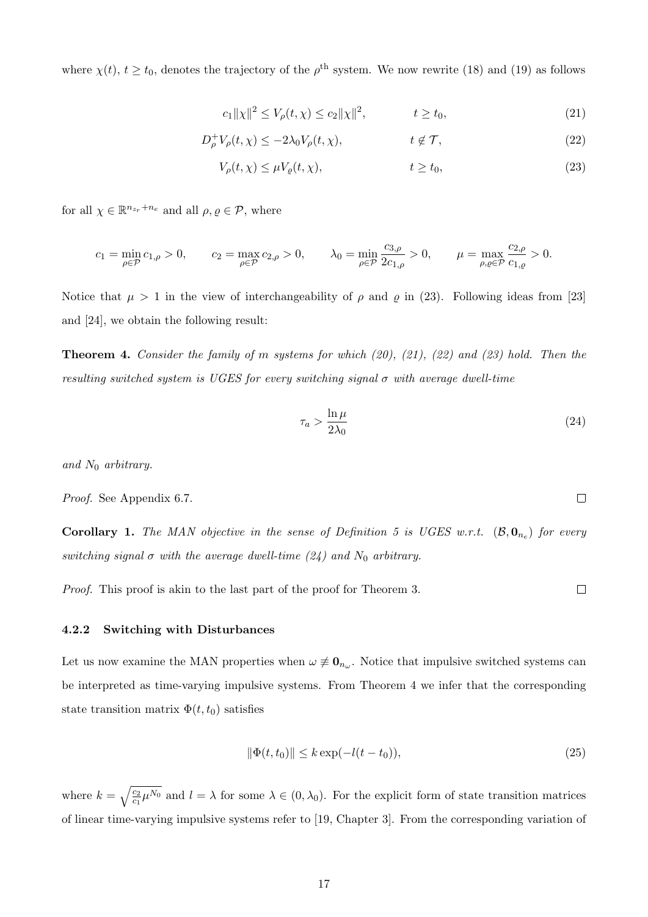where $\chi(t)$, $t \geq t_0$, denotes the trajectory of the $\rho^{\text{th}}$ system. We now rewrite (18) and (19) as follows

$$c_1\|\chi\|^2 \leq V_\rho(t,\chi) \leq c_2\|\chi\|^2, \qquad t \geq t_0, \tag{21}$$

$$D_\rho^+ V_\rho(t,\chi) \leq -2\lambda_0 V_\rho(t,\chi), \qquad t \notin \mathcal{T}, \tag{22}$$

$$V_\rho(t,\chi) \leq \mu V_\varrho(t,\chi), \qquad t \geq t_0, \tag{23}$$

for all $\chi \in \mathbb{R}^{n_{z_r}+n_e}$ and all $\rho, \varrho \in \mathcal{P}$, where

$$c_1 = \min_{\rho\in\mathcal{P}} c_{1,\rho} > 0, \qquad c_2 = \max_{\rho\in\mathcal{P}} c_{2,\rho} > 0, \qquad \lambda_0 = \min_{\rho\in\mathcal{P}} \frac{c_{3,\rho}}{2c_{1,\rho}} > 0, \qquad \mu = \max_{\rho,\varrho\in\mathcal{P}} \frac{c_{2,\rho}}{c_{1,\varrho}} > 0.$$

Notice that $\mu > 1$ in the view of interchangeability of $\rho$ and $\varrho$ in (23). Following ideas from [23] and [24], we obtain the following result:

**Theorem 4.** *Consider the family of $m$ systems for which (20), (21), (22) and (23) hold. Then the resulting switched system is UGES for every switching signal $\sigma$ with average dwell-time*

$$\tau_a > \frac{\ln \mu}{2\lambda_0} \tag{24}$$

*and $N_0$ arbitrary.*

*Proof.* See Appendix 6.7. □

**Corollary 1.** *The MAN objective in the sense of Definition 5 is UGES w.r.t. $(\mathcal{B}, \mathbf{0}_{n_e})$ for every switching signal $\sigma$ with the average dwell-time (24) and $N_0$ arbitrary.*

*Proof.* This proof is akin to the last part of the proof for Theorem 3. □

### 4.2.2 Switching with Disturbances

Let us now examine the MAN properties when $\omega \not\equiv \mathbf{0}_{n_\omega}$. Notice that impulsive switched systems can be interpreted as time-varying impulsive systems. From Theorem 4 we infer that the corresponding state transition matrix $\Phi(t,t_0)$ satisfies

$$\|\Phi(t,t_0)\| \leq k\exp(-l(t-t_0)), \tag{25}$$

where $k = \sqrt{\frac{c_2}{c_1}\mu^{N_0}}$ and $l = \lambda$ for some $\lambda \in (0, \lambda_0)$. For the explicit form of state transition matrices of linear time-varying impulsive systems refer to [19, Chapter 3]. From the corresponding variation of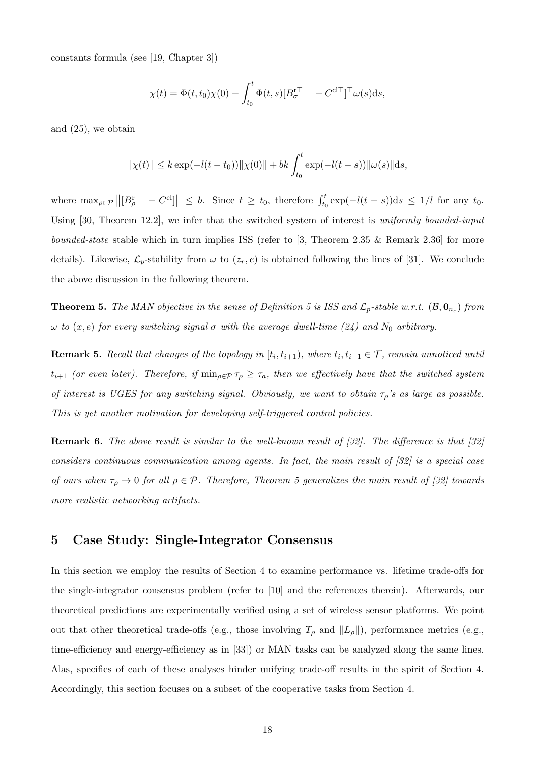constants formula (see [19, Chapter 3])

$$\chi(t) = \Phi(t, t_0)\chi(0) + \int_{t_0}^{t} \Phi(t, s)[B_\sigma^{\mathrm{r}\top} \quad -C^{\mathrm{cl}\top}]^\top \omega(s)\mathrm{d}s,$$

and (25), we obtain

$$\|\chi(t)\| \leq k\exp(-l(t - t_0))\|\chi(0)\| + bk\int_{t_0}^{t} \exp(-l(t - s))\|\omega(s)\|\mathrm{d}s,$$

where $\max_{\rho\in\mathcal{P}} \left\|[B_\rho^{\mathrm{r}} \quad -C^{\mathrm{cl}}]\right\| \leq b$. Since $t \geq t_0$, therefore $\int_{t_0}^{t} \exp(-l(t - s))\mathrm{d}s \leq 1/l$ for any $t_0$. Using [30, Theorem 12.2], we infer that the switched system of interest is *uniformly bounded-input bounded-state* stable which in turn implies ISS (refer to [3, Theorem 2.35 & Remark 2.36] for more details). Likewise, $\mathcal{L}_p$-stability from $\omega$ to $(z_r, e)$ is obtained following the lines of [31]. We conclude the above discussion in the following theorem.

**Theorem 5.** *The MAN objective in the sense of Definition 5 is ISS and $\mathcal{L}_p$-stable w.r.t. $(\mathcal{B}, \mathbf{0}_{n_e})$ from $\omega$ to $(x, e)$ for every switching signal $\sigma$ with the average dwell-time (24) and $N_0$ arbitrary.*

**Remark 5.** *Recall that changes of the topology in $[t_i, t_{i+1})$, where $t_i, t_{i+1} \in \mathcal{T}$, remain unnoticed until $t_{i+1}$ (or even later). Therefore, if $\min_{\rho\in\mathcal{P}} \tau_\rho \geq \tau_a$, then we effectively have that the switched system of interest is UGES for any switching signal. Obviously, we want to obtain $\tau_\rho$'s as large as possible. This is yet another motivation for developing self-triggered control policies.*

**Remark 6.** *The above result is similar to the well-known result of [32]. The difference is that [32] considers continuous communication among agents. In fact, the main result of [32] is a special case of ours when $\tau_\rho \to 0$ for all $\rho \in \mathcal{P}$. Therefore, Theorem 5 generalizes the main result of [32] towards more realistic networking artifacts.*

## 5 Case Study: Single-Integrator Consensus

In this section we employ the results of Section 4 to examine performance vs. lifetime trade-offs for the single-integrator consensus problem (refer to [10] and the references therein). Afterwards, our theoretical predictions are experimentally verified using a set of wireless sensor platforms. We point out that other theoretical trade-offs (e.g., those involving $T_\rho$ and $\|L_\rho\|$), performance metrics (e.g., time-efficiency and energy-efficiency as in [33]) or MAN tasks can be analyzed along the same lines. Alas, specifics of each of these analyses hinder unifying trade-off results in the spirit of Section 4. Accordingly, this section focuses on a subset of the cooperative tasks from Section 4.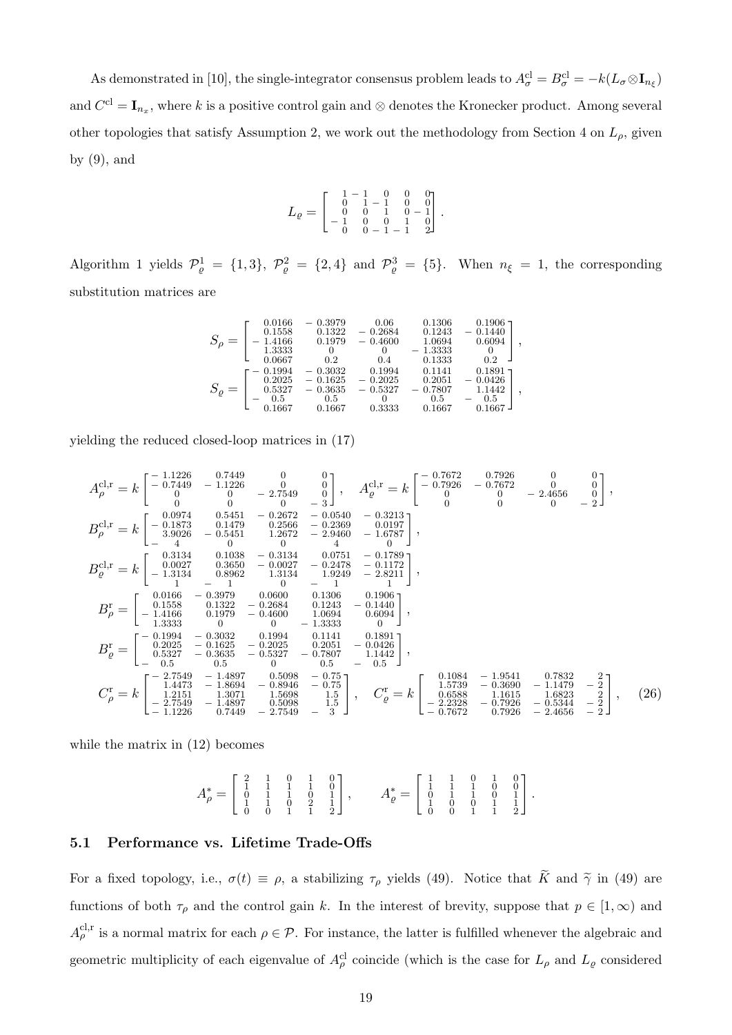As demonstrated in [10], the single-integrator consensus problem leads to $A^{\mathrm{cl}}_\sigma = B^{\mathrm{cl}}_\sigma = -k(L_\sigma \otimes \mathbf{I}_{n_\xi})$ and $C^{\mathrm{cl}} = \mathbf{I}_{n_x}$, where $k$ is a positive control gain and $\otimes$ denotes the Kronecker product. Among several other topologies that satisfy Assumption 2, we work out the methodology from Section 4 on $L_\rho$, given by (9), and

$$L_\varrho = \begin{bmatrix} 1 & -1 & 0 & 0 & 0 \\ 0 & 1 & -1 & 0 & 0 \\ 0 & 0 & 1 & 0 & -1 \\ -1 & 0 & 0 & 1 & 0 \\ 0 & 0 & -1 & -1 & 2 \end{bmatrix}.$$

Algorithm 1 yields $\mathcal{P}^1_\varrho = \{1,3\}$, $\mathcal{P}^2_\varrho = \{2,4\}$ and $\mathcal{P}^3_\varrho = \{5\}$. When $n_\xi = 1$, the corresponding substitution matrices are

$$S_\rho = \begin{bmatrix} 0.0166 & -0.3979 & 0.06 & 0.1306 & 0.1906 \\ 0.1558 & 0.1322 & -0.2684 & 0.1243 & -0.1440 \\ -1.4166 & 0.1979 & -0.4600 & 1.0694 & 0.6094 \\ 1.3333 & 0 & 0 & -1.3333 & 0 \\ 0.0667 & 0.2 & 0.4 & 0.1333 & 0.2 \end{bmatrix},$$
$$S_\varrho = \begin{bmatrix} -0.1994 & -0.3032 & 0.1994 & 0.1141 & 0.1891 \\ 0.2025 & -0.1625 & -0.2025 & 0.2051 & -0.0426 \\ 0.5327 & -0.3635 & -0.5327 & -0.7807 & 1.1442 \\ -0.5 & 0.5 & 0 & 0.5 & -0.5 \\ 0.1667 & 0.1667 & 0.3333 & 0.1667 & 0.1667 \end{bmatrix},$$

yielding the reduced closed-loop matrices in (17)

$$\begin{aligned}
A^{\mathrm{cl,r}}_\rho &= k\begin{bmatrix} -1.1226 & 0.7449 & 0 & 0 \\ -0.7449 & -1.1226 & 0 & 0 \\ 0 & 0 & -2.7549 & 0 \\ 0 & 0 & 0 & -3 \end{bmatrix}, \quad A^{\mathrm{cl,r}}_\varrho = k\begin{bmatrix} -0.7672 & 0.7926 & 0 & 0 \\ -0.7926 & -0.7672 & 0 & 0 \\ 0 & 0 & -2.4656 & 0 \\ 0 & 0 & 0 & -2 \end{bmatrix}, \\
B^{\mathrm{cl,r}}_\rho &= k\begin{bmatrix} 0.0974 & 0.5451 & -0.2672 & -0.0540 & -0.3213 \\ -0.1873 & 0.1479 & 0.2566 & -0.2369 & 0.0197 \\ 3.9026 & -0.5451 & 1.2672 & -2.9460 & -1.6787 \\ -4 & 0 & 0 & 4 & 0 \end{bmatrix}, \\
B^{\mathrm{cl,r}}_\varrho &= k\begin{bmatrix} 0.3134 & 0.1038 & -0.3134 & 0.0751 & -0.1789 \\ 0.0027 & 0.3650 & -0.0027 & -0.2478 & -0.1172 \\ -1.3134 & 0.8962 & 1.3134 & 1.9249 & -2.8211 \\ 1 & -1 & 0 & -1 & 1 \end{bmatrix}, \\
B^{\mathrm{r}}_\rho &= \begin{bmatrix} 0.0166 & -0.3979 & 0.0600 & 0.1306 & 0.1906 \\ 0.1558 & 0.1322 & -0.2684 & 0.1243 & -0.1440 \\ -1.4166 & 0.1979 & -0.4600 & 1.0694 & 0.6094 \\ 1.3333 & 0 & 0 & -1.3333 & 0 \end{bmatrix}, \\
B^{\mathrm{r}}_\varrho &= \begin{bmatrix} -0.1994 & -0.3032 & 0.1994 & 0.1141 & 0.1891 \\ 0.2025 & -0.1625 & -0.2025 & 0.2051 & -0.0426 \\ 0.5327 & -0.3635 & -0.5327 & -0.7807 & 1.1442 \\ -0.5 & 0.5 & 0 & 0.5 & -0.5 \end{bmatrix}, \\
C^{\mathrm{r}}_\rho &= k\begin{bmatrix} -2.7549 & -1.4897 & 0.5098 & -0.75 \\ 1.4473 & -1.8694 & -0.8946 & -0.75 \\ 1.2151 & 1.3071 & 1.5698 & 1.5 \\ -2.7549 & -1.4897 & 0.5098 & 1.5 \\ -1.1226 & 0.7449 & -2.7549 & -3 \end{bmatrix}, \quad C^{\mathrm{r}}_\varrho = k\begin{bmatrix} 0.1084 & -1.9541 & 0.7832 & 2 \\ 1.5739 & -0.3690 & -1.1479 & -2 \\ 0.6588 & 1.1615 & 1.6823 & 2 \\ -2.2328 & -0.7926 & -0.5344 & -2 \\ -0.7672 & 0.7926 & -2.4656 & -2 \end{bmatrix},
\end{aligned} \tag{26}$$

while the matrix in (12) becomes

$$A^*_\rho = \begin{bmatrix} 2 & 1 & 0 & 1 & 0 \\ 1 & 1 & 1 & 1 & 0 \\ 0 & 1 & 1 & 0 & 1 \\ 1 & 1 & 0 & 2 & 1 \\ 0 & 0 & 1 & 1 & 2 \end{bmatrix}, \qquad A^*_\varrho = \begin{bmatrix} 1 & 1 & 0 & 1 & 0 \\ 1 & 1 & 1 & 0 & 0 \\ 0 & 1 & 1 & 0 & 1 \\ 1 & 0 & 0 & 1 & 1 \\ 0 & 0 & 1 & 1 & 2 \end{bmatrix}.$$

### 5.1 Performance vs. Lifetime Trade-Offs

For a fixed topology, i.e., $\sigma(t) \equiv \rho$, a stabilizing $\tau_\rho$ yields (49). Notice that $\widetilde{K}$ and $\widetilde{\gamma}$ in (49) are functions of both $\tau_\rho$ and the control gain $k$. In the interest of brevity, suppose that $p \in [1, \infty)$ and $A^{\mathrm{cl,r}}_\rho$ is a normal matrix for each $\rho \in \mathcal{P}$. For instance, the latter is fulfilled whenever the algebraic and geometric multiplicity of each eigenvalue of $A^{\mathrm{cl}}_\rho$ coincide (which is the case for $L_\rho$ and $L_\varrho$ considered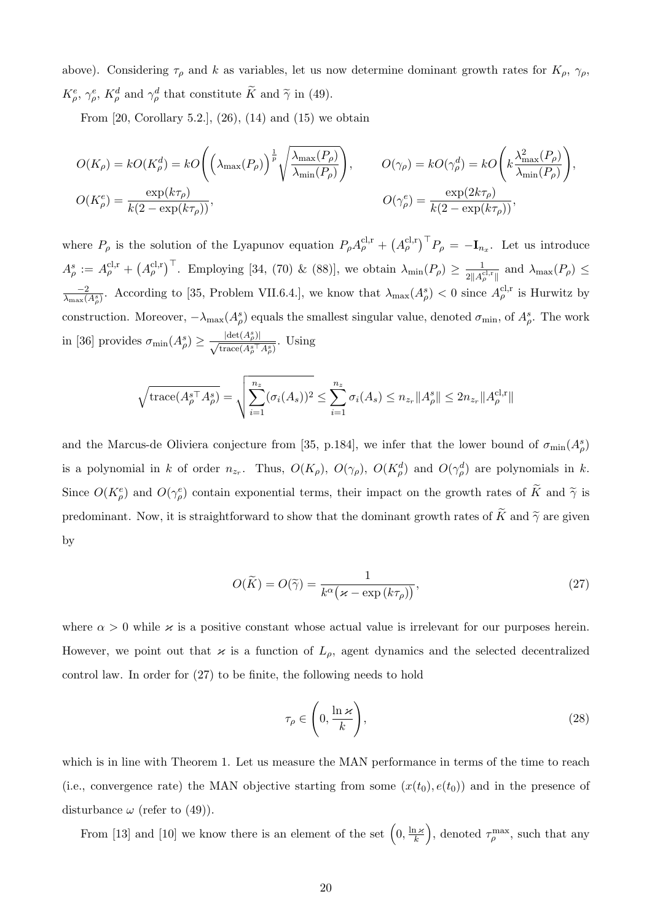above). Considering $\tau_\rho$ and $k$ as variables, let us now determine dominant growth rates for $K_\rho$, $\gamma_\rho$, $K^e_\rho$, $\gamma^e_\rho$, $K^d_\rho$ and $\gamma^d_\rho$ that constitute $\widetilde{K}$ and $\widetilde{\gamma}$ in (49).

From [20, Corollary 5.2.], (26), (14) and (15) we obtain

$$O(K_\rho) = kO(K^d_\rho) = kO\Bigg(\Big(\lambda_{\max}(P_\rho)\Big)^{\frac{1}{p}}\sqrt{\frac{\lambda_{\max}(P_\rho)}{\lambda_{\min}(P_\rho)}}\Bigg), \qquad O(\gamma_\rho) = kO(\gamma^d_\rho) = kO\Bigg(k\frac{\lambda^2_{\max}(P_\rho)}{\lambda_{\min}(P_\rho)}\Bigg),$$

$$O(K^e_\rho) = \frac{\exp(k\tau_\rho)}{k(2-\exp(k\tau_\rho))}, \qquad O(\gamma^e_\rho) = \frac{\exp(2k\tau_\rho)}{k(2-\exp(k\tau_\rho))},$$

where $P_\rho$ is the solution of the Lyapunov equation $P_\rho A^{\mathrm{cl,r}}_\rho + \big(A^{\mathrm{cl,r}}_\rho\big)^\top P_\rho = -\mathbf{I}_{n_x}$. Let us introduce $A^s_\rho := A^{\mathrm{cl,r}}_\rho + \big(A^{\mathrm{cl,r}}_\rho\big)^\top$. Employing [34, (70) & (88)], we obtain $\lambda_{\min}(P_\rho) \geq \frac{1}{2\|A^{\mathrm{cl,r}}_\rho\|}$ and $\lambda_{\max}(P_\rho) \leq \frac{-2}{\lambda_{\max}(A^s_\rho)}$. According to [35, Problem VII.6.4.], we know that $\lambda_{\max}(A^s_\rho) < 0$ since $A^{\mathrm{cl,r}}_\rho$ is Hurwitz by construction. Moreover, $-\lambda_{\max}(A^s_\rho)$ equals the smallest singular value, denoted $\sigma_{\min}$, of $A^s_\rho$. The work in [36] provides $\sigma_{\min}(A^s_\rho) \geq \frac{|\det(A^s_\rho)|}{\sqrt{\mathrm{trace}(A^{s\top}_\rho A^s_\rho)}}$. Using

$$\sqrt{\mathrm{trace}(A^{s\top}_\rho A^s_\rho)} = \sqrt{\sum_{i=1}^{n_z}(\sigma_i(A_s))^2} \leq \sum_{i=1}^{n_z}\sigma_i(A_s) \leq n_{z_r}\|A^s_\rho\| \leq 2n_{z_r}\|A^{\mathrm{cl,r}}_\rho\|$$

and the Marcus-de Oliviera conjecture from [35, p.184], we infer that the lower bound of $\sigma_{\min}(A^s_\rho)$ is a polynomial in $k$ of order $n_{z_r}$. Thus, $O(K_\rho)$, $O(\gamma_\rho)$, $O(K^d_\rho)$ and $O(\gamma^d_\rho)$ are polynomials in $k$. Since $O(K^e_\rho)$ and $O(\gamma^e_\rho)$ contain exponential terms, their impact on the growth rates of $\widetilde{K}$ and $\widetilde{\gamma}$ is predominant. Now, it is straightforward to show that the dominant growth rates of $\widetilde{K}$ and $\widetilde{\gamma}$ are given by

$$O(\widetilde{K}) = O(\widetilde{\gamma}) = \frac{1}{k^\alpha\big(\varkappa - \exp(k\tau_\rho)\big)}, \tag{27}$$

where $\alpha > 0$ while $\varkappa$ is a positive constant whose actual value is irrelevant for our purposes herein. However, we point out that $\varkappa$ is a function of $L_\rho$, agent dynamics and the selected decentralized control law. In order for (27) to be finite, the following needs to hold

$$\tau_\rho \in \left(0, \frac{\ln\varkappa}{k}\right), \tag{28}$$

which is in line with Theorem 1. Let us measure the MAN performance in terms of the time to reach (i.e., convergence rate) the MAN objective starting from some $(x(t_0), e(t_0))$ and in the presence of disturbance $\omega$ (refer to (49)).

From [13] and [10] we know there is an element of the set $\left(0, \frac{\ln\varkappa}{k}\right)$, denoted $\tau^{\max}_\rho$, such that any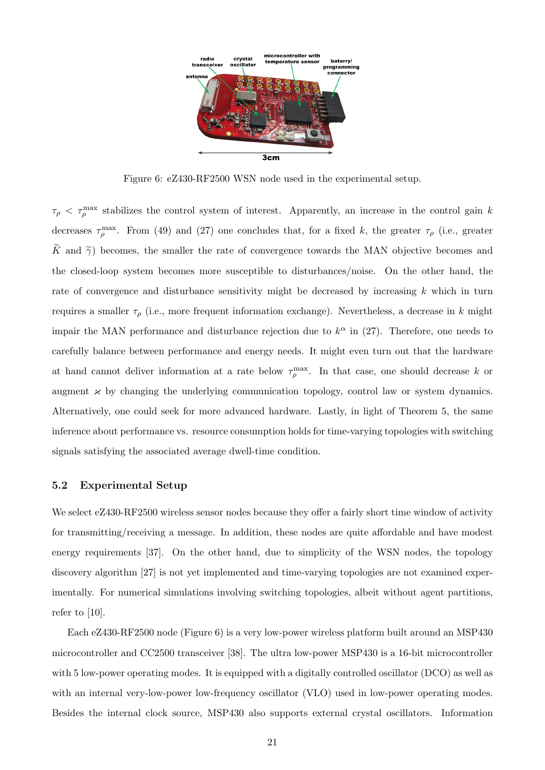Figure 6: eZ430-RF2500 WSN node used in the experimental setup.

$\tau_\rho < \tau_\rho^{\max}$ stabilizes the control system of interest. Apparently, an increase in the control gain $k$ decreases $\tau_\rho^{\max}$. From (49) and (27) one concludes that, for a fixed $k$, the greater $\tau_\rho$ (i.e., greater $\widetilde{K}$ and $\widetilde{\gamma}$) becomes, the smaller the rate of convergence towards the MAN objective becomes and the closed-loop system becomes more susceptible to disturbances/noise. On the other hand, the rate of convergence and disturbance sensitivity might be decreased by increasing $k$ which in turn requires a smaller $\tau_\rho$ (i.e., more frequent information exchange). Nevertheless, a decrease in $k$ might impair the MAN performance and disturbance rejection due to $k^\alpha$ in (27). Therefore, one needs to carefully balance between performance and energy needs. It might even turn out that the hardware at hand cannot deliver information at a rate below $\tau_\rho^{\max}$. In that case, one should decrease $k$ or augment $\varkappa$ by changing the underlying communication topology, control law or system dynamics. Alternatively, one could seek for more advanced hardware. Lastly, in light of Theorem 5, the same inference about performance vs. resource consumption holds for time-varying topologies with switching signals satisfying the associated average dwell-time condition.

### 5.2 Experimental Setup

We select eZ430-RF2500 wireless sensor nodes because they offer a fairly short time window of activity for transmitting/receiving a message. In addition, these nodes are quite affordable and have modest energy requirements [37]. On the other hand, due to simplicity of the WSN nodes, the topology discovery algorithm [27] is not yet implemented and time-varying topologies are not examined experimentally. For numerical simulations involving switching topologies, albeit without agent partitions, refer to [10].

Each eZ430-RF2500 node (Figure 6) is a very low-power wireless platform built around an MSP430 microcontroller and CC2500 transceiver [38]. The ultra low-power MSP430 is a 16-bit microcontroller with 5 low-power operating modes. It is equipped with a digitally controlled oscillator (DCO) as well as with an internal very-low-power low-frequency oscillator (VLO) used in low-power operating modes. Besides the internal clock source, MSP430 also supports external crystal oscillators. Information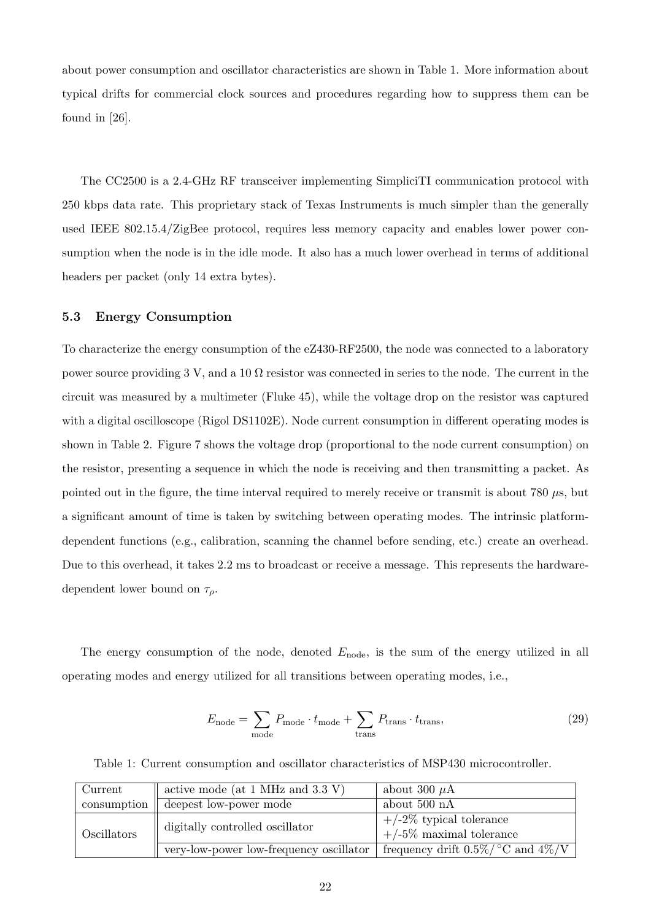about power consumption and oscillator characteristics are shown in Table 1. More information about typical drifts for commercial clock sources and procedures regarding how to suppress them can be found in [26].

The CC2500 is a 2.4-GHz RF transceiver implementing SimpliciTI communication protocol with 250 kbps data rate. This proprietary stack of Texas Instruments is much simpler than the generally used IEEE 802.15.4/ZigBee protocol, requires less memory capacity and enables lower power consumption when the node is in the idle mode. It also has a much lower overhead in terms of additional headers per packet (only 14 extra bytes).

### 5.3 Energy Consumption

To characterize the energy consumption of the eZ430-RF2500, the node was connected to a laboratory power source providing 3 V, and a 10 Ω resistor was connected in series to the node. The current in the circuit was measured by a multimeter (Fluke 45), while the voltage drop on the resistor was captured with a digital oscilloscope (Rigol DS1102E). Node current consumption in different operating modes is shown in Table 2. Figure 7 shows the voltage drop (proportional to the node current consumption) on the resistor, presenting a sequence in which the node is receiving and then transmitting a packet. As pointed out in the figure, the time interval required to merely receive or transmit is about 780 $\mu$s, but a significant amount of time is taken by switching between operating modes. The intrinsic platform-dependent functions (e.g., calibration, scanning the channel before sending, etc.) create an overhead. Due to this overhead, it takes 2.2 ms to broadcast or receive a message. This represents the hardware-dependent lower bound on $\tau_\rho$.

The energy consumption of the node, denoted $E_{\text{node}}$, is the sum of the energy utilized in all operating modes and energy utilized for all transitions between operating modes, i.e.,

$$E_{\text{node}} = \sum_{\text{mode}} P_{\text{mode}} \cdot t_{\text{mode}} + \sum_{\text{trans}} P_{\text{trans}} \cdot t_{\text{trans}}, \tag{29}$$

Table 1: Current consumption and oscillator characteristics of MSP430 microcontroller.

| | | |
|---|---|---|
| Current consumption | active mode (at 1 MHz and 3.3 V) | about 300 $\mu$A |
| | deepest low-power mode | about 500 nA |
| Oscillators | digitally controlled oscillator | +/-2% typical tolerance<br>+/-5% maximal tolerance |
| | very-low-power low-frequency oscillator | frequency drift 0.5%/°C and 4%/V |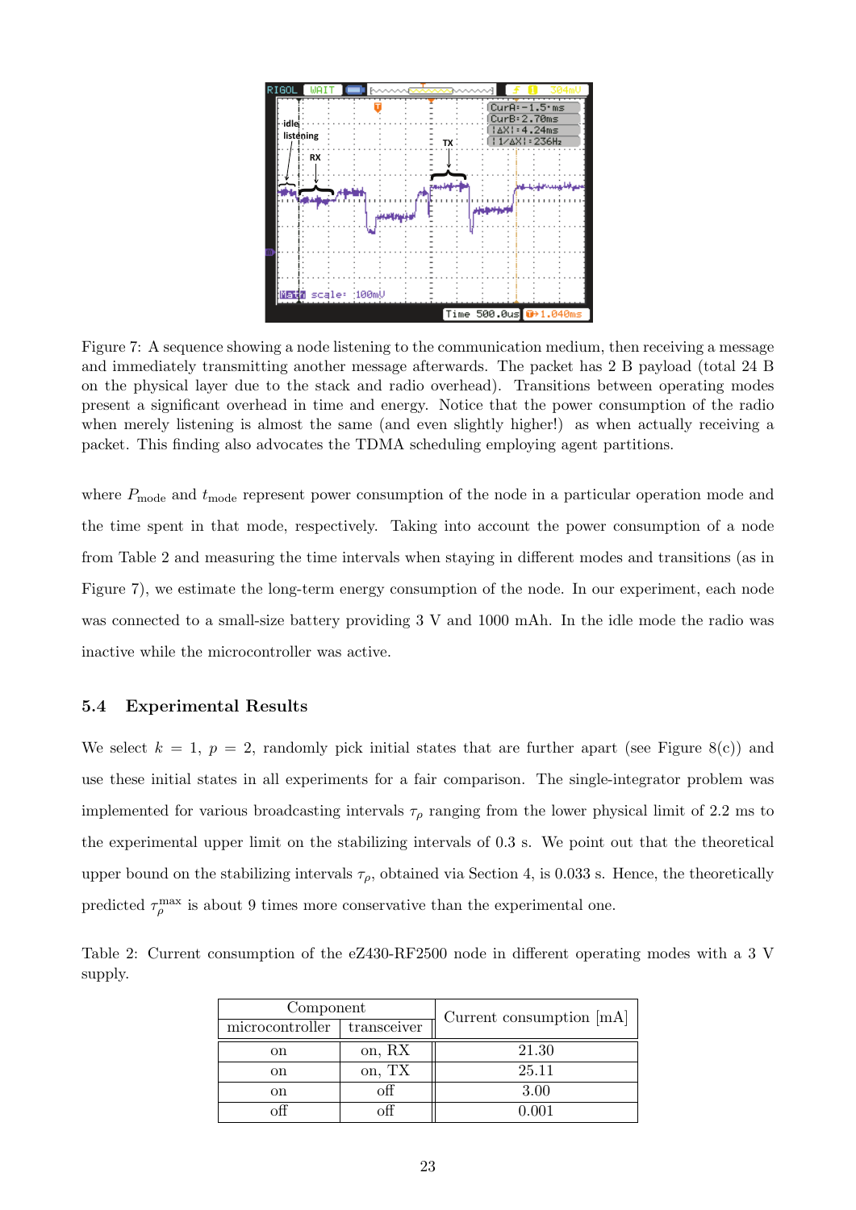Figure 7: A sequence showing a node listening to the communication medium, then receiving a message and immediately transmitting another message afterwards. The packet has 2 B payload (total 24 B on the physical layer due to the stack and radio overhead). Transitions between operating modes present a significant overhead in time and energy. Notice that the power consumption of the radio when merely listening is almost the same (and even slightly higher!) as when actually receiving a packet. This finding also advocates the TDMA scheduling employing agent partitions.

where $P_{\text{mode}}$ and $t_{\text{mode}}$ represent power consumption of the node in a particular operation mode and the time spent in that mode, respectively. Taking into account the power consumption of a node from Table 2 and measuring the time intervals when staying in different modes and transitions (as in Figure 7), we estimate the long-term energy consumption of the node. In our experiment, each node was connected to a small-size battery providing 3 V and 1000 mAh. In the idle mode the radio was inactive while the microcontroller was active.

### 5.4 Experimental Results

We select $k = 1$, $p = 2$, randomly pick initial states that are further apart (see Figure 8(c)) and use these initial states in all experiments for a fair comparison. The single-integrator problem was implemented for various broadcasting intervals $\tau_\rho$ ranging from the lower physical limit of 2.2 ms to the experimental upper limit on the stabilizing intervals of 0.3 s. We point out that the theoretical upper bound on the stabilizing intervals $\tau_\rho$, obtained via Section 4, is 0.033 s. Hence, the theoretically predicted $\tau_\rho^{\max}$ is about 9 times more conservative than the experimental one.

Table 2: Current consumption of the eZ430-RF2500 node in different operating modes with a 3 V supply.

| Component | | Current consumption [mA] |
|---|---|---|
| microcontroller | transceiver | |
| on | on, RX | 21.30 |
| on | on, TX | 25.11 |
| on | off | 3.00 |
| off | off | 0.001 |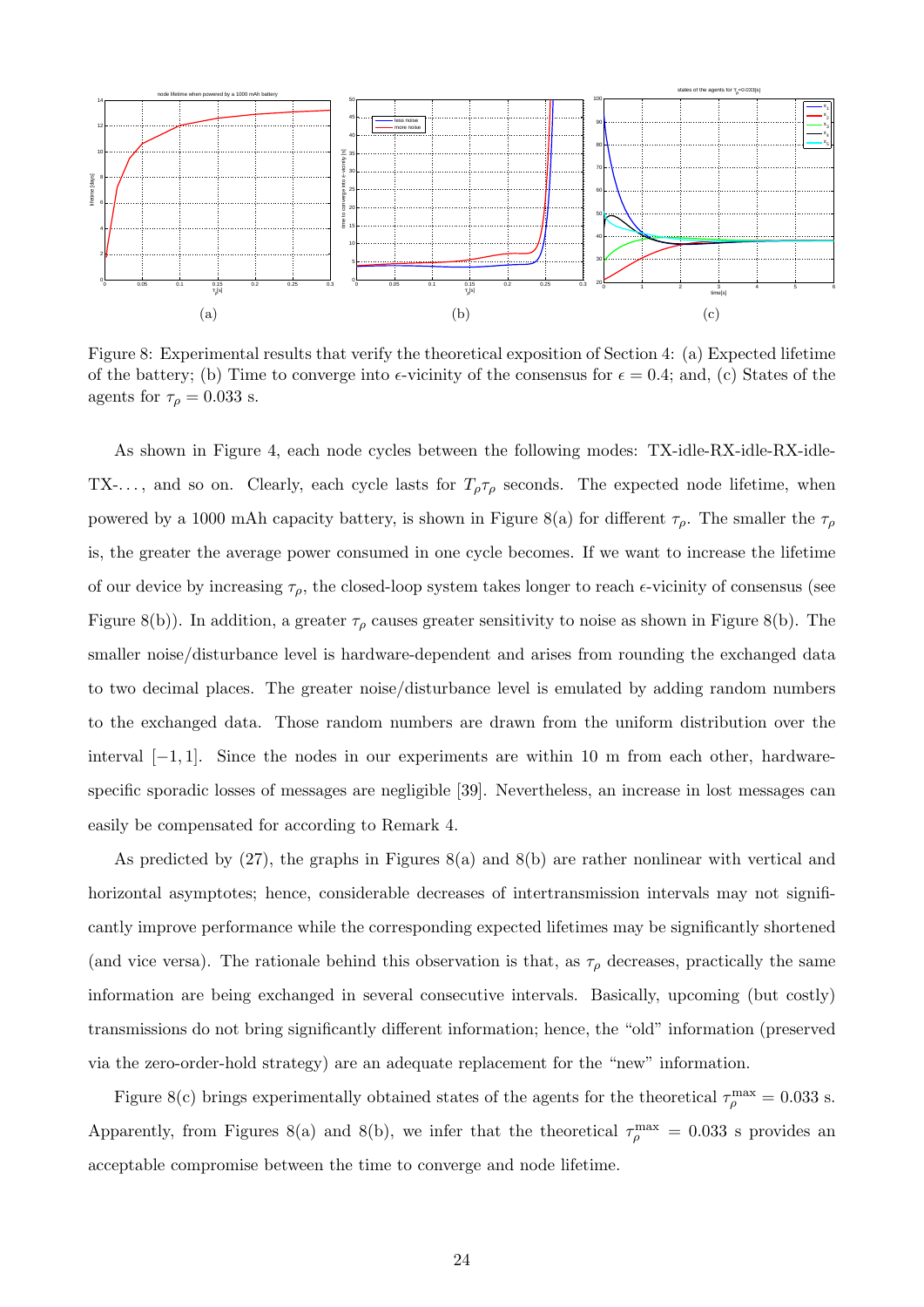Figure 8: Experimental results that verify the theoretical exposition of Section 4: (a) Expected lifetime of the battery; (b) Time to converge into $\epsilon$-vicinity of the consensus for $\epsilon = 0.4$; and, (c) States of the agents for $\tau_\rho = 0.033$ s.

As shown in Figure 4, each node cycles between the following modes: TX-idle-RX-idle-RX-idle-TX-..., and so on. Clearly, each cycle lasts for $T_\rho \tau_\rho$ seconds. The expected node lifetime, when powered by a 1000 mAh capacity battery, is shown in Figure 8(a) for different $\tau_\rho$. The smaller the $\tau_\rho$ is, the greater the average power consumed in one cycle becomes. If we want to increase the lifetime of our device by increasing $\tau_\rho$, the closed-loop system takes longer to reach $\epsilon$-vicinity of consensus (see Figure 8(b)). In addition, a greater $\tau_\rho$ causes greater sensitivity to noise as shown in Figure 8(b). The smaller noise/disturbance level is hardware-dependent and arises from rounding the exchanged data to two decimal places. The greater noise/disturbance level is emulated by adding random numbers to the exchanged data. Those random numbers are drawn from the uniform distribution over the interval $[-1, 1]$. Since the nodes in our experiments are within 10 m from each other, hardware-specific sporadic losses of messages are negligible [39]. Nevertheless, an increase in lost messages can easily be compensated for according to Remark 4.

As predicted by (27), the graphs in Figures 8(a) and 8(b) are rather nonlinear with vertical and horizontal asymptotes; hence, considerable decreases of intertransmission intervals may not significantly improve performance while the corresponding expected lifetimes may be significantly shortened (and vice versa). The rationale behind this observation is that, as $\tau_\rho$ decreases, practically the same information are being exchanged in several consecutive intervals. Basically, upcoming (but costly) transmissions do not bring significantly different information; hence, the "old" information (preserved via the zero-order-hold strategy) are an adequate replacement for the "new" information.

Figure 8(c) brings experimentally obtained states of the agents for the theoretical $\tau_\rho^{\max} = 0.033$ s. Apparently, from Figures 8(a) and 8(b), we infer that the theoretical $\tau_\rho^{\max} = 0.033$ s provides an acceptable compromise between the time to converge and node lifetime.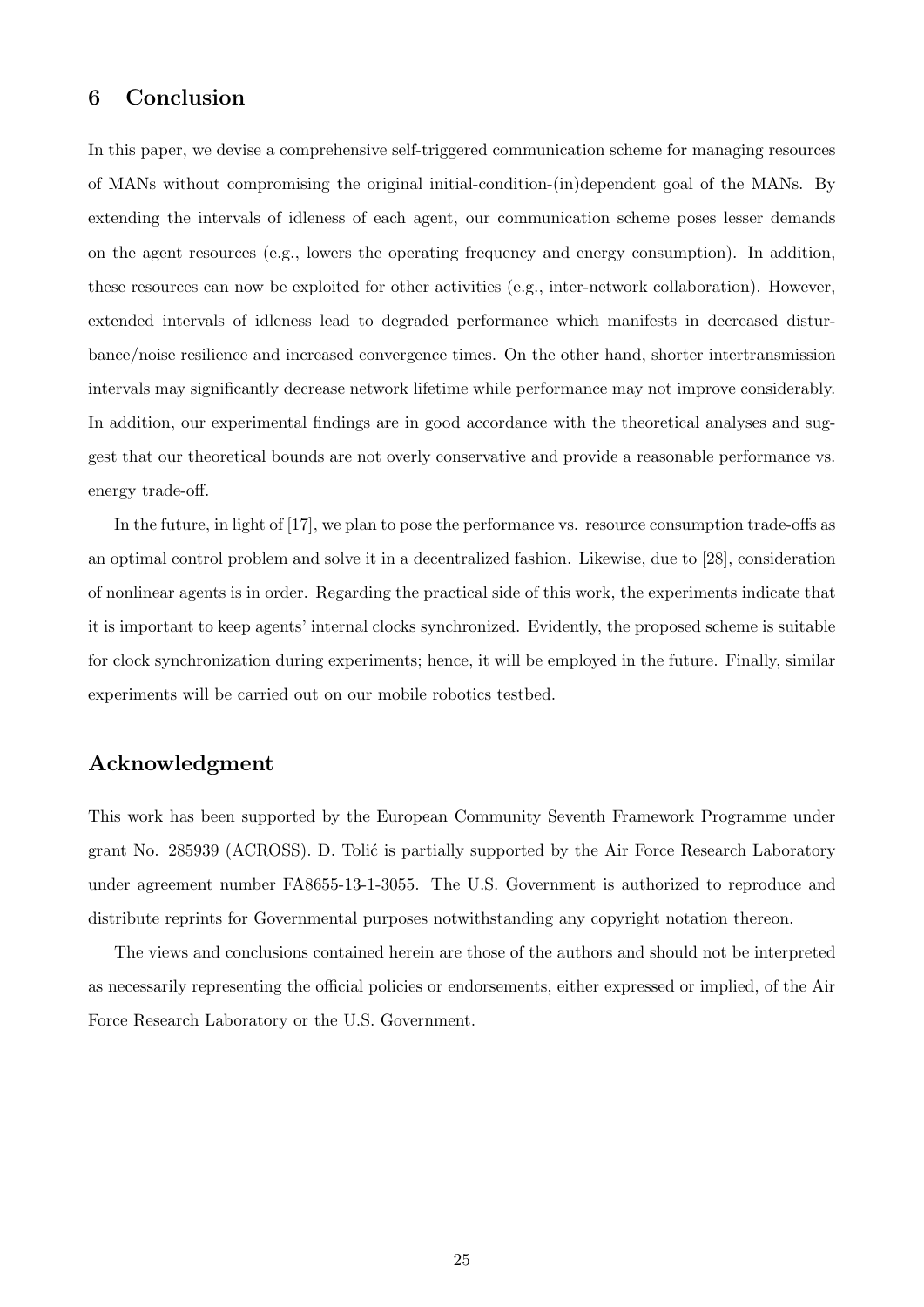## 6 Conclusion

In this paper, we devise a comprehensive self-triggered communication scheme for managing resources of MANs without compromising the original initial-condition-(in)dependent goal of the MANs. By extending the intervals of idleness of each agent, our communication scheme poses lesser demands on the agent resources (e.g., lowers the operating frequency and energy consumption). In addition, these resources can now be exploited for other activities (e.g., inter-network collaboration). However, extended intervals of idleness lead to degraded performance which manifests in decreased disturbance/noise resilience and increased convergence times. On the other hand, shorter intertransmission intervals may significantly decrease network lifetime while performance may not improve considerably. In addition, our experimental findings are in good accordance with the theoretical analyses and suggest that our theoretical bounds are not overly conservative and provide a reasonable performance vs. energy trade-off.

In the future, in light of [17], we plan to pose the performance vs. resource consumption trade-offs as an optimal control problem and solve it in a decentralized fashion. Likewise, due to [28], consideration of nonlinear agents is in order. Regarding the practical side of this work, the experiments indicate that it is important to keep agents' internal clocks synchronized. Evidently, the proposed scheme is suitable for clock synchronization during experiments; hence, it will be employed in the future. Finally, similar experiments will be carried out on our mobile robotics testbed.

## Acknowledgment

This work has been supported by the European Community Seventh Framework Programme under grant No. 285939 (ACROSS). D. Tolić is partially supported by the Air Force Research Laboratory under agreement number FA8655-13-1-3055. The U.S. Government is authorized to reproduce and distribute reprints for Governmental purposes notwithstanding any copyright notation thereon.

The views and conclusions contained herein are those of the authors and should not be interpreted as necessarily representing the official policies or endorsements, either expressed or implied, of the Air Force Research Laboratory or the U.S. Government.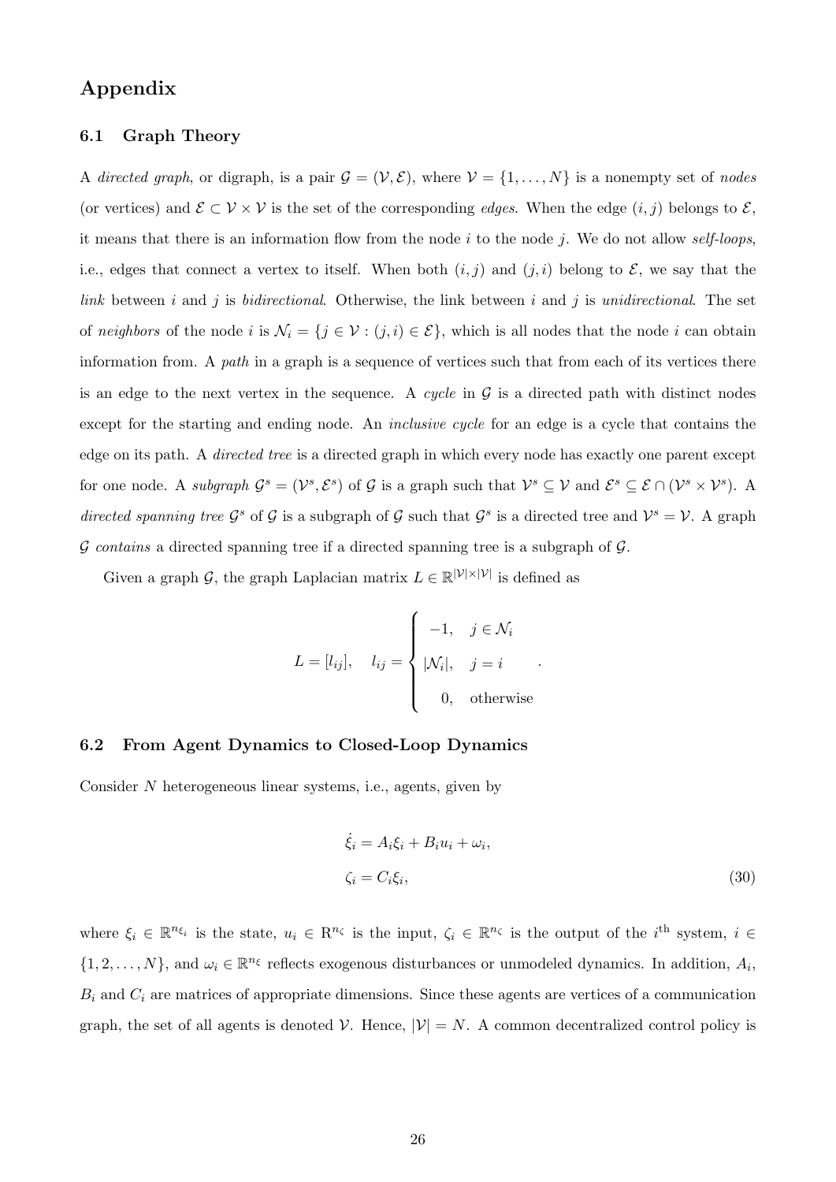# Appendix

## 6.1 Graph Theory

A *directed graph*, or digraph, is a pair $\mathcal{G} = (\mathcal{V}, \mathcal{E})$, where $\mathcal{V} = \{1, \ldots, N\}$ is a nonempty set of *nodes* (or vertices) and $\mathcal{E} \subset \mathcal{V} \times \mathcal{V}$ is the set of the corresponding *edges*. When the edge $(i, j)$ belongs to $\mathcal{E}$, it means that there is an information flow from the node $i$ to the node $j$. We do not allow *self-loops*, i.e., edges that connect a vertex to itself. When both $(i, j)$ and $(j, i)$ belong to $\mathcal{E}$, we say that the *link* between $i$ and $j$ is *bidirectional*. Otherwise, the link between $i$ and $j$ is *unidirectional*. The set of *neighbors* of the node $i$ is $\mathcal{N}_i = \{j \in \mathcal{V} : (j, i) \in \mathcal{E}\}$, which is all nodes that the node $i$ can obtain information from. A *path* in a graph is a sequence of vertices such that from each of its vertices there is an edge to the next vertex in the sequence. A *cycle* in $\mathcal{G}$ is a directed path with distinct nodes except for the starting and ending node. An *inclusive cycle* for an edge is a cycle that contains the edge on its path. A *directed tree* is a directed graph in which every node has exactly one parent except for one node. A *subgraph* $\mathcal{G}^s = (\mathcal{V}^s, \mathcal{E}^s)$ of $\mathcal{G}$ is a graph such that $\mathcal{V}^s \subseteq \mathcal{V}$ and $\mathcal{E}^s \subseteq \mathcal{E} \cap (\mathcal{V}^s \times \mathcal{V}^s)$. A *directed spanning tree* $\mathcal{G}^s$ of $\mathcal{G}$ is a subgraph of $\mathcal{G}$ such that $\mathcal{G}^s$ is a directed tree and $\mathcal{V}^s = \mathcal{V}$. A graph $\mathcal{G}$ *contains* a directed spanning tree if a directed spanning tree is a subgraph of $\mathcal{G}$.

Given a graph $\mathcal{G}$, the graph Laplacian matrix $L \in \mathbb{R}^{|\mathcal{V}| \times |\mathcal{V}|}$ is defined as

$$L = [l_{ij}], \quad l_{ij} = \begin{cases} -1, & j \in \mathcal{N}_i \\ |\mathcal{N}_i|, & j = i \\ 0, & \text{otherwise} \end{cases}.$$

## 6.2 From Agent Dynamics to Closed-Loop Dynamics

Consider $N$ heterogeneous linear systems, i.e., agents, given by

$$\begin{aligned} \dot{\xi}_i &= A_i \xi_i + B_i u_i + \omega_i, \\ \zeta_i &= C_i \xi_i, \end{aligned} \tag{30}$$

where $\xi_i \in \mathbb{R}^{n_{\xi_i}}$ is the state, $u_i \in \mathbb{R}^{n_\zeta}$ is the input, $\zeta_i \in \mathbb{R}^{n_\zeta}$ is the output of the $i^{\text{th}}$ system, $i \in \{1, 2, \ldots, N\}$, and $\omega_i \in \mathbb{R}^{n_\xi}$ reflects exogenous disturbances or unmodeled dynamics. In addition, $A_i$, $B_i$ and $C_i$ are matrices of appropriate dimensions. Since these agents are vertices of a communication graph, the set of all agents is denoted $\mathcal{V}$. Hence, $|\mathcal{V}| = N$. A common decentralized control policy is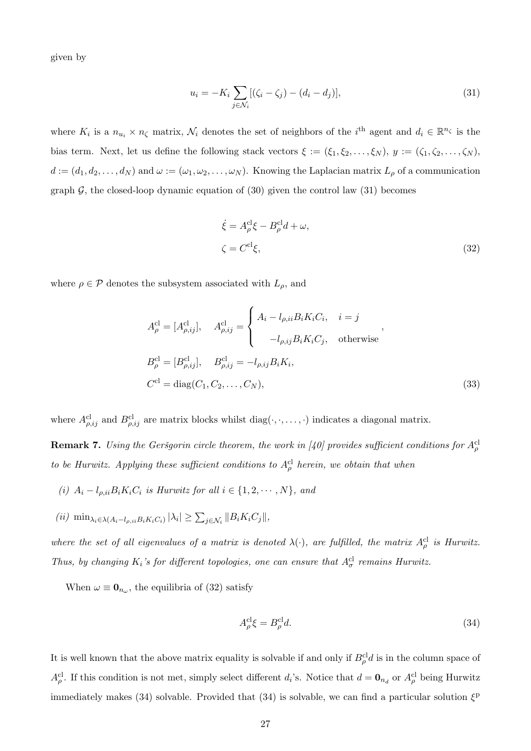given by

$$u_i = -K_i \sum_{j \in \mathcal{N}_i} [(\zeta_i - \zeta_j) - (d_i - d_j)], \tag{31}$$

where $K_i$ is a $n_{u_i} \times n_\zeta$ matrix, $\mathcal{N}_i$ denotes the set of neighbors of the $i^{\text{th}}$ agent and $d_i \in \mathbb{R}^{n_\zeta}$ is the bias term. Next, let us define the following stack vectors $\xi := (\xi_1, \xi_2, \ldots, \xi_N)$, $y := (\zeta_1, \zeta_2, \ldots, \zeta_N)$, $d := (d_1, d_2, \ldots, d_N)$ and $\omega := (\omega_1, \omega_2, \ldots, \omega_N)$. Knowing the Laplacian matrix $L_\rho$ of a communication graph $\mathcal{G}$, the closed-loop dynamic equation of (30) given the control law (31) becomes

$$\begin{aligned} \dot{\xi} &= A_\rho^{\text{cl}} \xi - B_\rho^{\text{cl}} d + \omega, \\ \zeta &= C^{\text{cl}} \xi, \end{aligned} \tag{32}$$

where $\rho \in \mathcal{P}$ denotes the subsystem associated with $L_\rho$, and

$$\begin{aligned} A_\rho^{\text{cl}} &= [A_{\rho,ij}^{\text{cl}}], \quad A_{\rho,ij}^{\text{cl}} = \begin{cases} A_i - l_{\rho,ii} B_i K_i C_i, & i = j \\ \quad -l_{\rho,ij} B_i K_i C_j, & \text{otherwise} \end{cases}, \\ B_\rho^{\text{cl}} &= [B_{\rho,ij}^{\text{cl}}], \quad B_{\rho,ij}^{\text{cl}} = -l_{\rho,ij} B_i K_i, \\ C^{\text{cl}} &= \operatorname{diag}(C_1, C_2, \ldots, C_N), \end{aligned} \tag{33}$$

where $A_{\rho,ij}^{\text{cl}}$ and $B_{\rho,ij}^{\text{cl}}$ are matrix blocks whilst $\operatorname{diag}(\cdot, \cdot, \ldots, \cdot)$ indicates a diagonal matrix.

**Remark 7.** *Using the Geršgorin circle theorem, the work in [40] provides sufficient conditions for $A_\rho^{\text{cl}}$ to be Hurwitz. Applying these sufficient conditions to $A_\rho^{\text{cl}}$ herein, we obtain that when*

*(i) $A_i - l_{\rho,ii} B_i K_i C_i$ is Hurwitz for all $i \in \{1, 2, \cdots, N\}$, and*

*(ii) $\min_{\lambda_i \in \lambda(A_i - l_{\rho,ii} B_i K_i C_i)} |\lambda_i| \geq \sum_{j \in \mathcal{N}_i} \|B_i K_i C_j\|$,*

*where the set of all eigenvalues of a matrix is denoted $\lambda(\cdot)$, are fulfilled, the matrix $A_\rho^{\text{cl}}$ is Hurwitz. Thus, by changing $K_i$'s for different topologies, one can ensure that $A_\sigma^{\text{cl}}$ remains Hurwitz.*

When $\omega \equiv \mathbf{0}_{n_\omega}$, the equilibria of (32) satisfy

$$A_\rho^{\text{cl}} \xi = B_\rho^{\text{cl}} d. \tag{34}$$

It is well known that the above matrix equality is solvable if and only if $B_\rho^{\text{cl}} d$ is in the column space of $A_\rho^{\text{cl}}$. If this condition is not met, simply select different $d_i$'s. Notice that $d = \mathbf{0}_{n_d}$ or $A_\rho^{\text{cl}}$ being Hurwitz immediately makes (34) solvable. Provided that (34) is solvable, we can find a particular solution $\xi^{\text{p}}$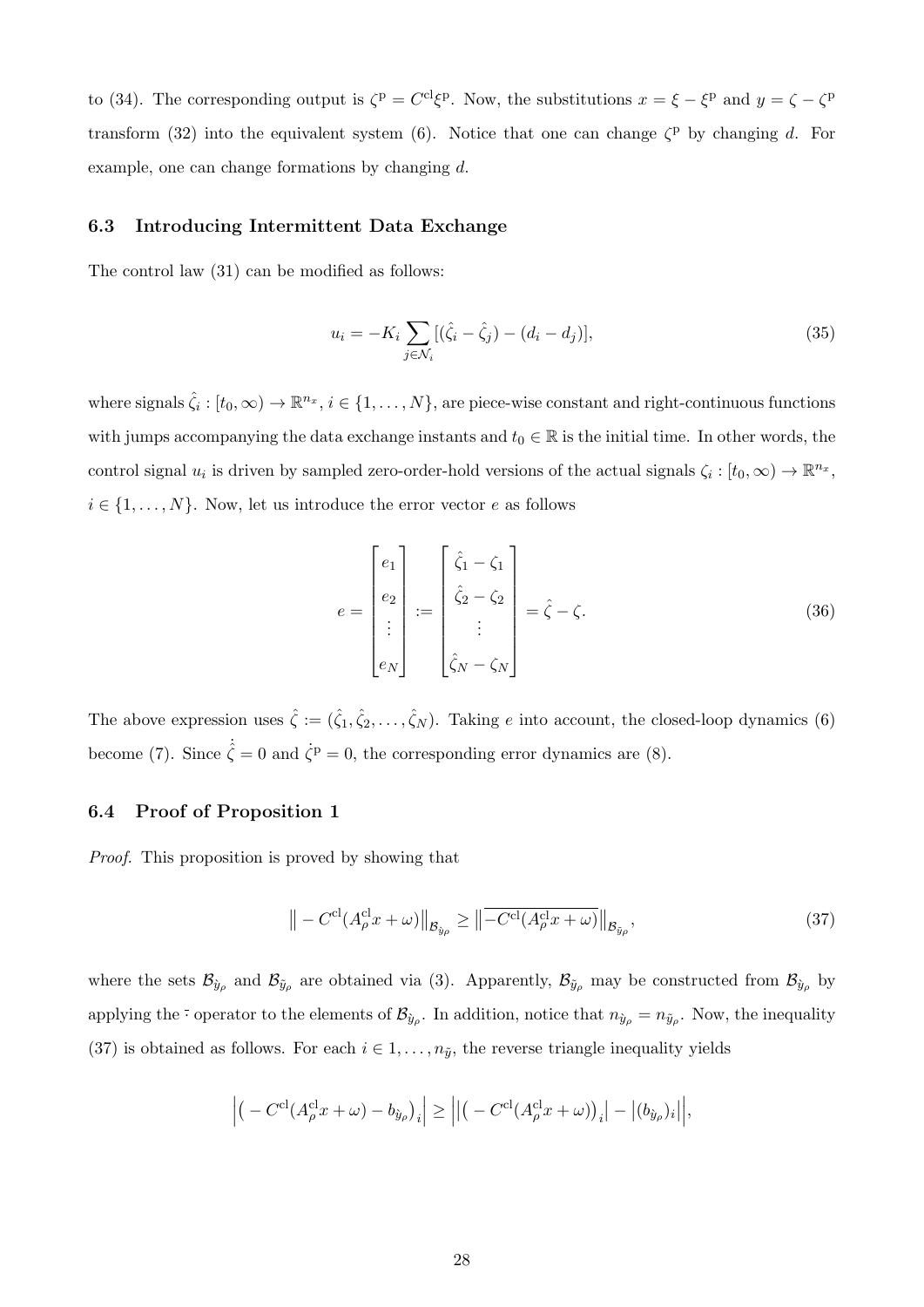to (34). The corresponding output is $\zeta^{\mathrm{p}} = C^{\mathrm{cl}}\xi^{\mathrm{p}}$. Now, the substitutions $x = \xi - \xi^{\mathrm{p}}$ and $y = \zeta - \zeta^{\mathrm{p}}$ transform (32) into the equivalent system (6). Notice that one can change $\zeta^{\mathrm{p}}$ by changing $d$. For example, one can change formations by changing $d$.

### 6.3 Introducing Intermittent Data Exchange

The control law (31) can be modified as follows:

$$u_i = -K_i \sum_{j \in \mathcal{N}_i} [(\hat{\zeta}_i - \hat{\zeta}_j) - (d_i - d_j)], \tag{35}$$

where signals $\hat{\zeta}_i : [t_0, \infty) \to \mathbb{R}^{n_x}$, $i \in \{1, \ldots, N\}$, are piece-wise constant and right-continuous functions with jumps accompanying the data exchange instants and $t_0 \in \mathbb{R}$ is the initial time. In other words, the control signal $u_i$ is driven by sampled zero-order-hold versions of the actual signals $\zeta_i : [t_0, \infty) \to \mathbb{R}^{n_x}$, $i \in \{1, \ldots, N\}$. Now, let us introduce the error vector $e$ as follows

$$e = \begin{bmatrix} e_1 \\ e_2 \\ \vdots \\ e_N \end{bmatrix} := \begin{bmatrix} \hat{\zeta}_1 - \zeta_1 \\ \hat{\zeta}_2 - \zeta_2 \\ \vdots \\ \hat{\zeta}_N - \zeta_N \end{bmatrix} = \hat{\zeta} - \zeta. \tag{36}$$

The above expression uses $\hat{\zeta} := (\hat{\zeta}_1, \hat{\zeta}_2, \ldots, \hat{\zeta}_N)$. Taking $e$ into account, the closed-loop dynamics (6) become (7). Since $\dot{\hat{\zeta}} = 0$ and $\dot{\zeta}^{\mathrm{p}} = 0$, the corresponding error dynamics are (8).

### 6.4 Proof of Proposition 1

*Proof.* This proposition is proved by showing that

$$\left\| -C^{\mathrm{cl}}(A^{\mathrm{cl}}_\rho x + \omega) \right\|_{\mathcal{B}_{\check{y}_\rho}} \geq \left\| \overline{-C^{\mathrm{cl}}(A^{\mathrm{cl}}_\rho x + \omega)} \right\|_{\mathcal{B}_{\bar{y}_\rho}}, \tag{37}$$

where the sets $\mathcal{B}_{\check{y}_\rho}$ and $\mathcal{B}_{\bar{y}_\rho}$ are obtained via (3). Apparently, $\mathcal{B}_{\bar{y}_\rho}$ may be constructed from $\mathcal{B}_{\check{y}_\rho}$ by applying the $\bar{\cdot}$ operator to the elements of $\mathcal{B}_{\check{y}_\rho}$. In addition, notice that $n_{\check{y}_\rho} = n_{\bar{y}_\rho}$. Now, the inequality (37) is obtained as follows. For each $i \in 1, \ldots, n_{\bar{y}}$, the reverse triangle inequality yields

$$\left| \left( -C^{\mathrm{cl}}(A^{\mathrm{cl}}_\rho x + \omega) - b_{\check{y}_\rho} \right)_i \right| \geq \left| \left| \left( -C^{\mathrm{cl}}(A^{\mathrm{cl}}_\rho x + \omega) \right)_i \right| - \left| (b_{\check{y}_\rho})_i \right| \right|,$$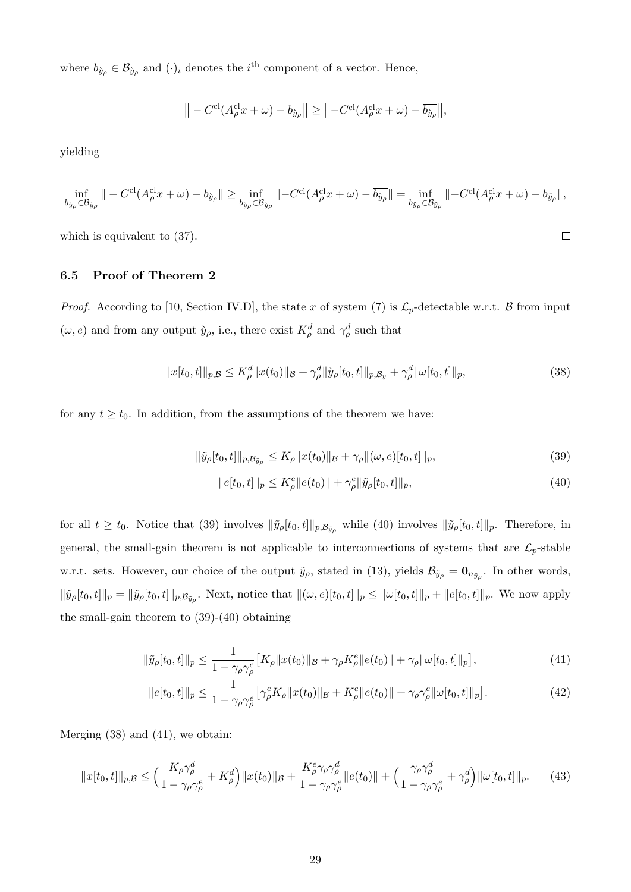where $b_{\check{y}_\rho} \in \mathcal{B}_{\check{y}_\rho}$ and $(\cdot)_i$ denotes the $i^{\text{th}}$ component of a vector. Hence,

$$\big\| - C^{\text{cl}}(A^{\text{cl}}_\rho x + \omega) - b_{\check{y}_\rho}\big\| \geq \big\|\overline{-C^{\text{cl}}(A^{\text{cl}}_\rho x + \omega)} - \overline{b_{\check{y}_\rho}}\big\|,$$

yielding

$$\inf_{b_{\check{y}_\rho} \in \mathcal{B}_{\check{y}_\rho}} \| - C^{\text{cl}}(A^{\text{cl}}_\rho x + \omega) - b_{\check{y}_\rho}\| \geq \inf_{b_{\check{y}_\rho} \in \mathcal{B}_{\check{y}_\rho}} \|\overline{-C^{\text{cl}}(A^{\text{cl}}_\rho x + \omega)} - \overline{b_{\check{y}_\rho}}\| = \inf_{b_{\tilde{y}_\rho} \in \mathcal{B}_{\tilde{y}_\rho}} \|\overline{-C^{\text{cl}}(A^{\text{cl}}_\rho x + \omega)} - b_{\tilde{y}_\rho}\|,$$

which is equivalent to (37). $\square$

### 6.5 Proof of Theorem 2

*Proof.* According to [10, Section IV.D], the state $x$ of system (7) is $\mathcal{L}_p$-detectable w.r.t. $\mathcal{B}$ from input $(\omega, e)$ and from any output $\check{y}_\rho$, i.e., there exist $K^d_\rho$ and $\gamma^d_\rho$ such that

$$\|x[t_0, t]\|_{p,\mathcal{B}} \leq K^d_\rho \|x(t_0)\|_{\mathcal{B}} + \gamma^d_\rho \|\check{y}_\rho[t_0, t]\|_{p,\mathcal{B}_y} + \gamma^d_\rho \|\omega[t_0, t]\|_p, \tag{38}$$

for any $t \geq t_0$. In addition, from the assumptions of the theorem we have:

$$\|\tilde{y}_\rho[t_0, t]\|_{p,\mathcal{B}_{\tilde{y}_\rho}} \leq K_\rho \|x(t_0)\|_{\mathcal{B}} + \gamma_\rho \|(\omega, e)[t_0, t]\|_p, \tag{39}$$

$$\|e[t_0, t]\|_p \leq K^e_\rho \|e(t_0)\| + \gamma^e_\rho \|\tilde{y}_\rho[t_0, t]\|_p, \tag{40}$$

for all $t \geq t_0$. Notice that (39) involves $\|\tilde{y}_\rho[t_0, t]\|_{p,\mathcal{B}_{\tilde{y}_\rho}}$ while (40) involves $\|\tilde{y}_\rho[t_0, t]\|_p$. Therefore, in general, the small-gain theorem is not applicable to interconnections of systems that are $\mathcal{L}_p$-stable w.r.t. sets. However, our choice of the output $\tilde{y}_\rho$, stated in (13), yields $\mathcal{B}_{\tilde{y}_\rho} = \mathbf{0}_{n_{\tilde{y}_\rho}}$. In other words, $\|\tilde{y}_\rho[t_0, t]\|_p = \|\tilde{y}_\rho[t_0, t]\|_{p,\mathcal{B}_{\tilde{y}_\rho}}$. Next, notice that $\|(\omega, e)[t_0, t]\|_p \leq \|\omega[t_0, t]\|_p + \|e[t_0, t]\|_p$. We now apply the small-gain theorem to (39)-(40) obtaining

$$\|\tilde{y}_\rho[t_0, t]\|_p \leq \frac{1}{1 - \gamma_\rho \gamma^e_\rho}\big[K_\rho \|x(t_0)\|_{\mathcal{B}} + \gamma_\rho K^e_\rho \|e(t_0)\| + \gamma_\rho \|\omega[t_0, t]\|_p\big], \tag{41}$$

$$\|e[t_0, t]\|_p \leq \frac{1}{1 - \gamma_\rho \gamma^e_\rho}\big[\gamma^e_\rho K_\rho \|x(t_0)\|_{\mathcal{B}} + K^e_\rho \|e(t_0)\| + \gamma_\rho \gamma^e_\rho \|\omega[t_0, t]\|_p\big]. \tag{42}$$

Merging (38) and (41), we obtain:

$$\|x[t_0, t]\|_{p,\mathcal{B}} \leq \Big(\frac{K_\rho \gamma^d_\rho}{1 - \gamma_\rho \gamma^e_\rho} + K^d_\rho\Big)\|x(t_0)\|_{\mathcal{B}} + \frac{K^e_\rho \gamma_\rho \gamma^d_\rho}{1 - \gamma_\rho \gamma^e_\rho}\|e(t_0)\| + \Big(\frac{\gamma_\rho \gamma^d_\rho}{1 - \gamma_\rho \gamma^e_\rho} + \gamma^d_\rho\Big)\|\omega[t_0, t]\|_p. \tag{43}$$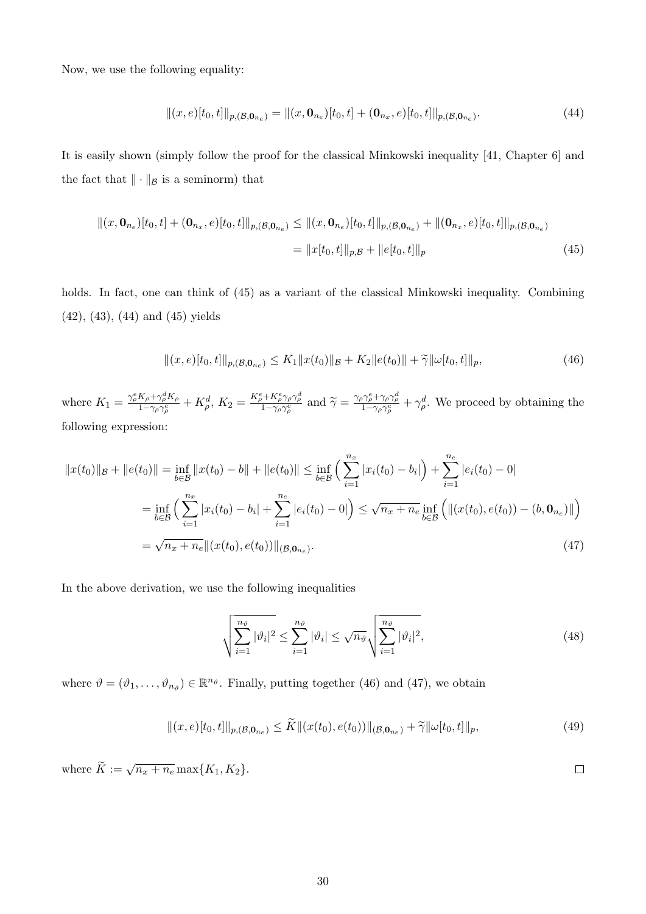Now, we use the following equality:

$$\|(x,e)[t_0,t]\|_{p,(\mathcal{B},\mathbf{0}_{n_e})} = \|(x,\mathbf{0}_{n_e})[t_0,t] + (\mathbf{0}_{n_x},e)[t_0,t]\|_{p,(\mathcal{B},\mathbf{0}_{n_e})}. \tag{44}$$

It is easily shown (simply follow the proof for the classical Minkowski inequality [41, Chapter 6] and the fact that $\|\cdot\|_{\mathcal{B}}$ is a seminorm) that

$$\begin{aligned}\|(x,\mathbf{0}_{n_e})[t_0,t] + (\mathbf{0}_{n_x},e)[t_0,t]\|_{p,(\mathcal{B},\mathbf{0}_{n_e})} &\le \|(x,\mathbf{0}_{n_e})[t_0,t]\|_{p,(\mathcal{B},\mathbf{0}_{n_e})} + \|(\mathbf{0}_{n_x},e)[t_0,t]\|_{p,(\mathcal{B},\mathbf{0}_{n_e})} \\ &= \|x[t_0,t]\|_{p,\mathcal{B}} + \|e[t_0,t]\|_p \end{aligned} \tag{45}$$

holds. In fact, one can think of (45) as a variant of the classical Minkowski inequality. Combining (42), (43), (44) and (45) yields

$$\|(x,e)[t_0,t]\|_{p,(\mathcal{B},\mathbf{0}_{n_e})} \le K_1\|x(t_0)\|_{\mathcal{B}} + K_2\|e(t_0)\| + \widetilde{\gamma}\|\omega[t_0,t]\|_p, \tag{46}$$

where $K_1 = \frac{\gamma_\rho^e K_\rho + \gamma_\rho^d K_\rho}{1-\gamma_\rho\gamma_\rho^e} + K_\rho^d$, $K_2 = \frac{K_\rho^e + K_\rho^e\gamma_\rho\gamma_\rho^d}{1-\gamma_\rho\gamma_\rho^e}$ and $\widetilde{\gamma} = \frac{\gamma_\rho\gamma_\rho^e + \gamma_\rho\gamma_\rho^d}{1-\gamma_\rho\gamma_\rho^e} + \gamma_\rho^d$. We proceed by obtaining the following expression:

$$\begin{aligned}\|x(t_0)\|_{\mathcal{B}} + \|e(t_0)\| &= \inf_{b\in\mathcal{B}}\|x(t_0)-b\| + \|e(t_0)\| \le \inf_{b\in\mathcal{B}}\Big(\sum_{i=1}^{n_x}|x_i(t_0)-b_i|\Big) + \sum_{i=1}^{n_e}|e_i(t_0)-0| \\ &= \inf_{b\in\mathcal{B}}\Big(\sum_{i=1}^{n_x}|x_i(t_0)-b_i| + \sum_{i=1}^{n_e}|e_i(t_0)-0|\Big) \le \sqrt{n_x+n_e}\inf_{b\in\mathcal{B}}\Big(\|(x(t_0),e(t_0)) - (b,\mathbf{0}_{n_e})\|\Big) \\ &= \sqrt{n_x+n_e}\|(x(t_0),e(t_0))\|_{(\mathcal{B},\mathbf{0}_{n_e})}. \end{aligned} \tag{47}$$

In the above derivation, we use the following inequalities

$$\sqrt{\sum_{i=1}^{n_\vartheta}|\vartheta_i|^2} \le \sum_{i=1}^{n_\vartheta}|\vartheta_i| \le \sqrt{n_\vartheta}\sqrt{\sum_{i=1}^{n_\vartheta}|\vartheta_i|^2}, \tag{48}$$

where $\vartheta = (\vartheta_1,\ldots,\vartheta_{n_\vartheta}) \in \mathbb{R}^{n_\vartheta}$. Finally, putting together (46) and (47), we obtain

$$\|(x,e)[t_0,t]\|_{p,(\mathcal{B},\mathbf{0}_{n_e})} \le \widetilde{K}\|(x(t_0),e(t_0))\|_{(\mathcal{B},\mathbf{0}_{n_e})} + \widetilde{\gamma}\|\omega[t_0,t]\|_p, \tag{49}$$

where $\widetilde{K} := \sqrt{n_x+n_e}\max\{K_1,K_2\}$. □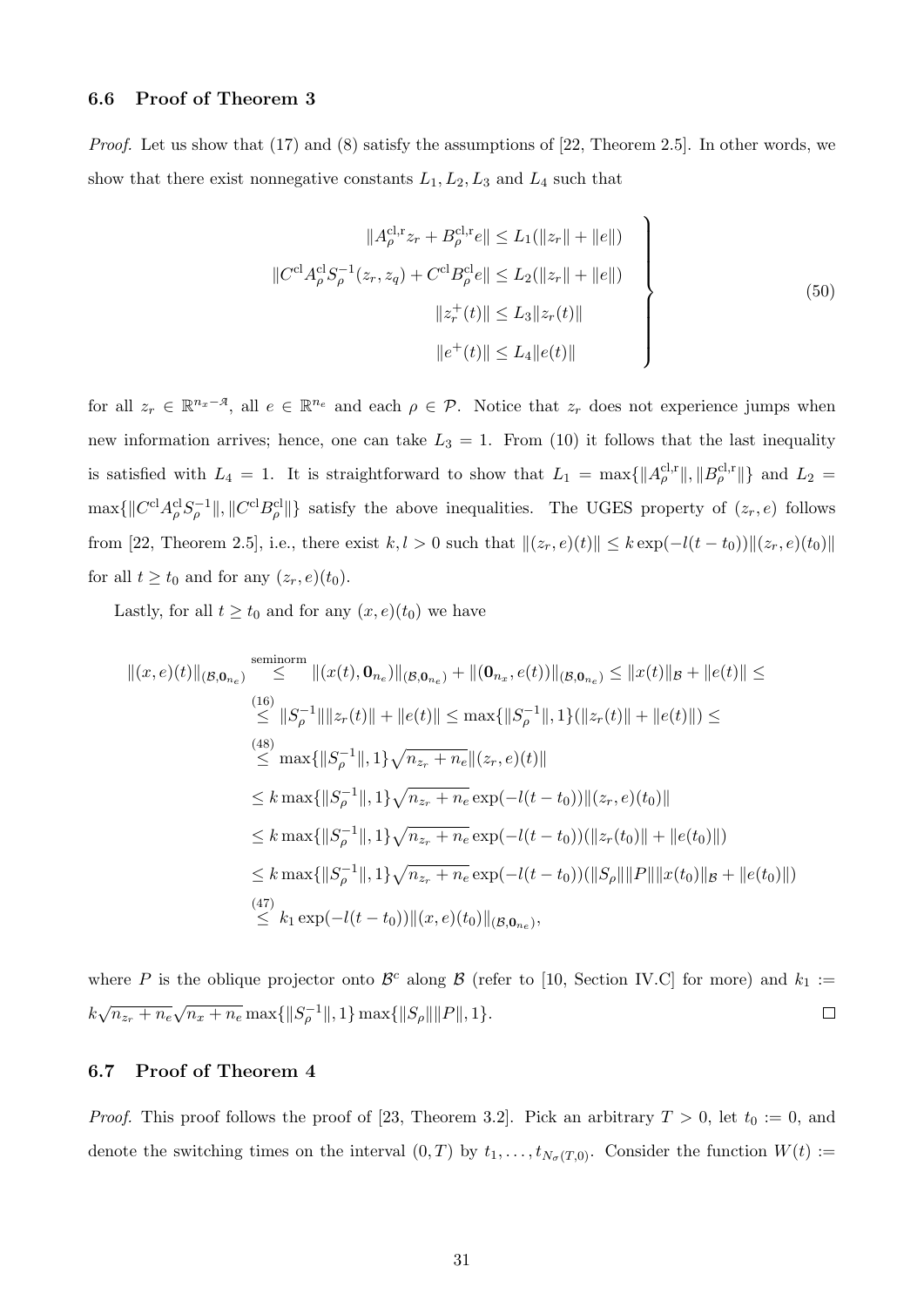### 6.6 Proof of Theorem 3

*Proof.* Let us show that (17) and (8) satisfy the assumptions of [22, Theorem 2.5]. In other words, we show that there exist nonnegative constants $L_1, L_2, L_3$ and $L_4$ such that

$$\left.\begin{aligned}
\|A_\rho^{\mathrm{cl,r}} z_r + B_\rho^{\mathrm{cl,r}} e\| &\leq L_1(\|z_r\| + \|e\|) \\
\|C^{\mathrm{cl}} A_\rho^{\mathrm{cl}} S_\rho^{-1}(z_r, z_q) + C^{\mathrm{cl}} B_\rho^{\mathrm{cl}} e\| &\leq L_2(\|z_r\| + \|e\|) \\
\|z_r^+(t)\| &\leq L_3\|z_r(t)\| \\
\|e^+(t)\| &\leq L_4\|e(t)\|
\end{aligned}\right\} \tag{50}$$

for all $z_r \in \mathbb{R}^{n_x - \mathcal{A}}$, all $e \in \mathbb{R}^{n_e}$ and each $\rho \in \mathcal{P}$. Notice that $z_r$ does not experience jumps when new information arrives; hence, one can take $L_3 = 1$. From (10) it follows that the last inequality is satisfied with $L_4 = 1$. It is straightforward to show that $L_1 = \max\{\|A_\rho^{\mathrm{cl,r}}\|, \|B_\rho^{\mathrm{cl,r}}\|\}$ and $L_2 = \max\{\|C^{\mathrm{cl}} A_\rho^{\mathrm{cl}} S_\rho^{-1}\|, \|C^{\mathrm{cl}} B_\rho^{\mathrm{cl}}\|\}$ satisfy the above inequalities. The UGES property of $(z_r, e)$ follows from [22, Theorem 2.5], i.e., there exist $k, l > 0$ such that $\|(z_r, e)(t)\| \leq k\exp(-l(t - t_0))\|(z_r, e)(t_0)\|$ for all $t \geq t_0$ and for any $(z_r, e)(t_0)$.

Lastly, for all $t \geq t_0$ and for any $(x, e)(t_0)$ we have

$$\begin{aligned}
\|(x,e)(t)\|_{(\mathcal{B},\mathbf{0}_{n_e})} &\overset{\text{seminorm}}{\leq} \|(x(t), \mathbf{0}_{n_e})\|_{(\mathcal{B},\mathbf{0}_{n_e})} + \|(\mathbf{0}_{n_x}, e(t))\|_{(\mathcal{B},\mathbf{0}_{n_e})} \leq \|x(t)\|_{\mathcal{B}} + \|e(t)\| \leq \\
&\overset{(16)}{\leq} \|S_\rho^{-1}\|\|z_r(t)\| + \|e(t)\| \leq \max\{\|S_\rho^{-1}\|, 1\}(\|z_r(t)\| + \|e(t)\|) \leq \\
&\overset{(48)}{\leq} \max\{\|S_\rho^{-1}\|, 1\}\sqrt{n_{z_r} + n_e}\|(z_r, e)(t)\| \\
&\leq k\max\{\|S_\rho^{-1}\|, 1\}\sqrt{n_{z_r} + n_e}\exp(-l(t - t_0))\|(z_r, e)(t_0)\| \\
&\leq k\max\{\|S_\rho^{-1}\|, 1\}\sqrt{n_{z_r} + n_e}\exp(-l(t - t_0))(\|z_r(t_0)\| + \|e(t_0)\|) \\
&\leq k\max\{\|S_\rho^{-1}\|, 1\}\sqrt{n_{z_r} + n_e}\exp(-l(t - t_0))(\|S_\rho\|\|P\|\|x(t_0)\|_{\mathcal{B}} + \|e(t_0)\|) \\
&\overset{(47)}{\leq} k_1\exp(-l(t - t_0))\|(x, e)(t_0)\|_{(\mathcal{B},\mathbf{0}_{n_e})},
\end{aligned}$$

where $P$ is the oblique projector onto $\mathcal{B}^c$ along $\mathcal{B}$ (refer to [10, Section IV.C] for more) and $k_1 := k\sqrt{n_{z_r} + n_e}\sqrt{n_x + n_e}\max\{\|S_\rho^{-1}\|, 1\}\max\{\|S_\rho\|\|P\|, 1\}$. ☐

### 6.7 Proof of Theorem 4

*Proof.* This proof follows the proof of [23, Theorem 3.2]. Pick an arbitrary $T > 0$, let $t_0 := 0$, and denote the switching times on the interval $(0, T)$ by $t_1, \ldots, t_{N_\sigma(T,0)}$. Consider the function $W(t) :=$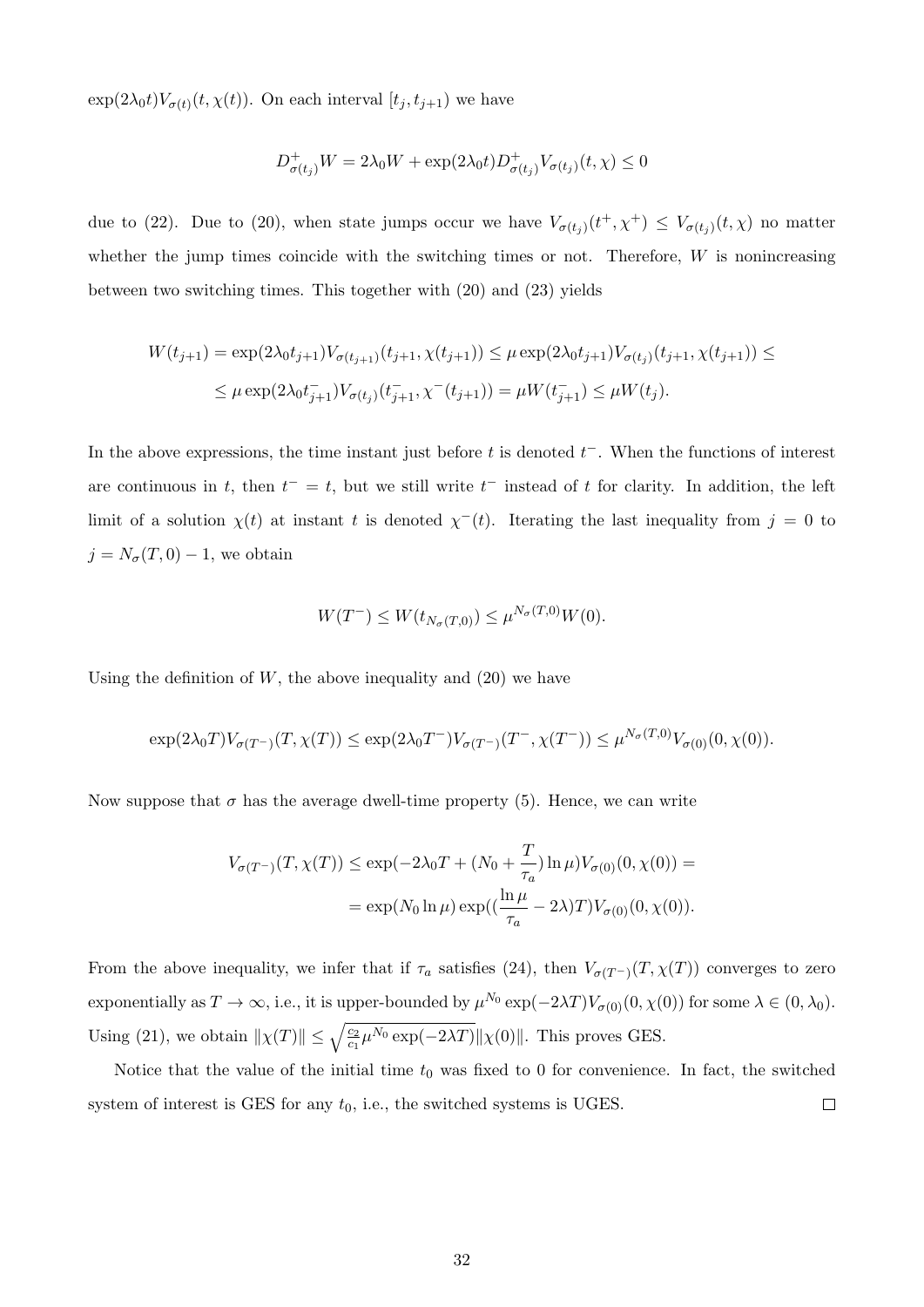$\exp(2\lambda_0 t)V_{\sigma(t)}(t,\chi(t))$. On each interval $[t_j, t_{j+1})$ we have

$$D^+_{\sigma(t_j)}W = 2\lambda_0 W + \exp(2\lambda_0 t)D^+_{\sigma(t_j)}V_{\sigma(t_j)}(t,\chi) \leq 0$$

due to (22). Due to (20), when state jumps occur we have $V_{\sigma(t_j)}(t^+,\chi^+) \leq V_{\sigma(t_j)}(t,\chi)$ no matter whether the jump times coincide with the switching times or not. Therefore, $W$ is nonincreasing between two switching times. This together with (20) and (23) yields

$$W(t_{j+1}) = \exp(2\lambda_0 t_{j+1})V_{\sigma(t_{j+1})}(t_{j+1},\chi(t_{j+1})) \leq \mu \exp(2\lambda_0 t_{j+1})V_{\sigma(t_j)}(t_{j+1},\chi(t_{j+1})) \leq$$
$$\leq \mu \exp(2\lambda_0 t^-_{j+1})V_{\sigma(t_j)}(t^-_{j+1},\chi^-(t_{j+1})) = \mu W(t^-_{j+1}) \leq \mu W(t_j).$$

In the above expressions, the time instant just before $t$ is denoted $t^-$. When the functions of interest are continuous in $t$, then $t^- = t$, but we still write $t^-$ instead of $t$ for clarity. In addition, the left limit of a solution $\chi(t)$ at instant $t$ is denoted $\chi^-(t)$. Iterating the last inequality from $j = 0$ to $j = N_\sigma(T,0) - 1$, we obtain

$$W(T^-) \leq W(t_{N_\sigma(T,0)}) \leq \mu^{N_\sigma(T,0)}W(0).$$

Using the definition of $W$, the above inequality and (20) we have

$$\exp(2\lambda_0 T)V_{\sigma(T^-)}(T,\chi(T)) \leq \exp(2\lambda_0 T^-)V_{\sigma(T^-)}(T^-,\chi(T^-)) \leq \mu^{N_\sigma(T,0)}V_{\sigma(0)}(0,\chi(0)).$$

Now suppose that $\sigma$ has the average dwell-time property (5). Hence, we can write

$$V_{\sigma(T^-)}(T,\chi(T)) \leq \exp(-2\lambda_0 T + (N_0 + \frac{T}{\tau_a})\ln\mu)V_{\sigma(0)}(0,\chi(0)) =$$
$$= \exp(N_0 \ln\mu)\exp((\frac{\ln\mu}{\tau_a} - 2\lambda)T)V_{\sigma(0)}(0,\chi(0)).$$

From the above inequality, we infer that if $\tau_a$ satisfies (24), then $V_{\sigma(T^-)}(T,\chi(T))$ converges to zero exponentially as $T \to \infty$, i.e., it is upper-bounded by $\mu^{N_0}\exp(-2\lambda T)V_{\sigma(0)}(0,\chi(0))$ for some $\lambda \in (0,\lambda_0)$. Using (21), we obtain $\|\chi(T)\| \leq \sqrt{\frac{c_2}{c_1}\mu^{N_0}\exp(-2\lambda T)}\|\chi(0)\|$. This proves GES.

Notice that the value of the initial time $t_0$ was fixed to 0 for convenience. In fact, the switched system of interest is GES for any $t_0$, i.e., the switched systems is UGES. $\square$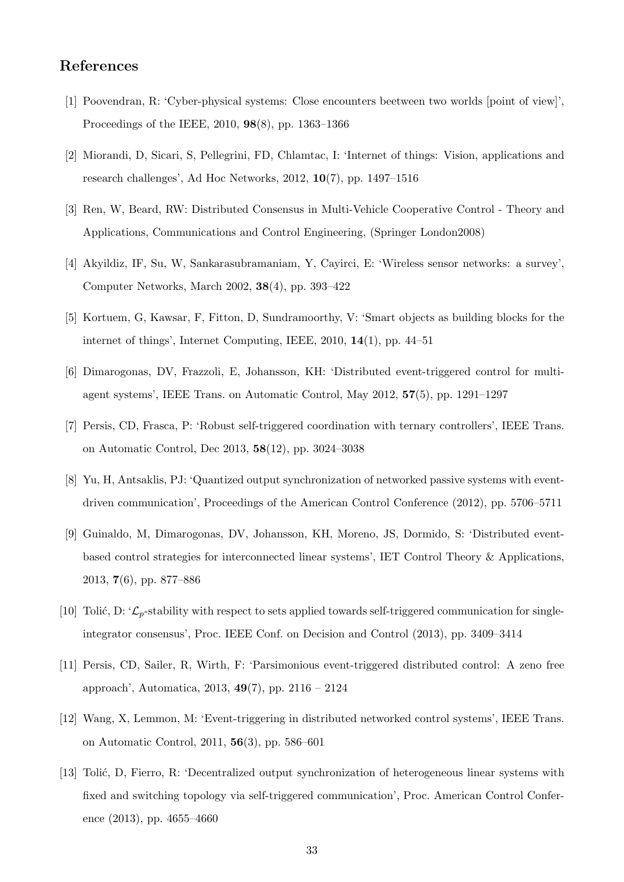## References

[1] Poovendran, R: 'Cyber-physical systems: Close encounters beetween two worlds [point of view]', Proceedings of the IEEE, 2010, **98**(8), pp. 1363–1366

[2] Miorandi, D, Sicari, S, Pellegrini, FD, Chlamtac, I: 'Internet of things: Vision, applications and research challenges', Ad Hoc Networks, 2012, **10**(7), pp. 1497–1516

[3] Ren, W, Beard, RW: Distributed Consensus in Multi-Vehicle Cooperative Control - Theory and Applications, Communications and Control Engineering, (Springer London2008)

[4] Akyildiz, IF, Su, W, Sankarasubramaniam, Y, Cayirci, E: 'Wireless sensor networks: a survey', Computer Networks, March 2002, **38**(4), pp. 393–422

[5] Kortuem, G, Kawsar, F, Fitton, D, Sundramoorthy, V: 'Smart objects as building blocks for the internet of things', Internet Computing, IEEE, 2010, **14**(1), pp. 44–51

[6] Dimarogonas, DV, Frazzoli, E, Johansson, KH: 'Distributed event-triggered control for multi-agent systems', IEEE Trans. on Automatic Control, May 2012, **57**(5), pp. 1291–1297

[7] Persis, CD, Frasca, P: 'Robust self-triggered coordination with ternary controllers', IEEE Trans. on Automatic Control, Dec 2013, **58**(12), pp. 3024–3038

[8] Yu, H, Antsaklis, PJ: 'Quantized output synchronization of networked passive systems with event-driven communication', Proceedings of the American Control Conference (2012), pp. 5706–5711

[9] Guinaldo, M, Dimarogonas, DV, Johansson, KH, Moreno, JS, Dormido, S: 'Distributed event-based control strategies for interconnected linear systems', IET Control Theory & Applications, 2013, **7**(6), pp. 877–886

[10] Tolić, D: '$\mathcal{L}_p$-stability with respect to sets applied towards self-triggered communication for single-integrator consensus', Proc. IEEE Conf. on Decision and Control (2013), pp. 3409–3414

[11] Persis, CD, Sailer, R, Wirth, F: 'Parsimonious event-triggered distributed control: A zeno free approach', Automatica, 2013, **49**(7), pp. 2116 – 2124

[12] Wang, X, Lemmon, M: 'Event-triggering in distributed networked control systems', IEEE Trans. on Automatic Control, 2011, **56**(3), pp. 586–601

[13] Tolić, D, Fierro, R: 'Decentralized output synchronization of heterogeneous linear systems with fixed and switching topology via self-triggered communication', Proc. American Control Conference (2013), pp. 4655–4660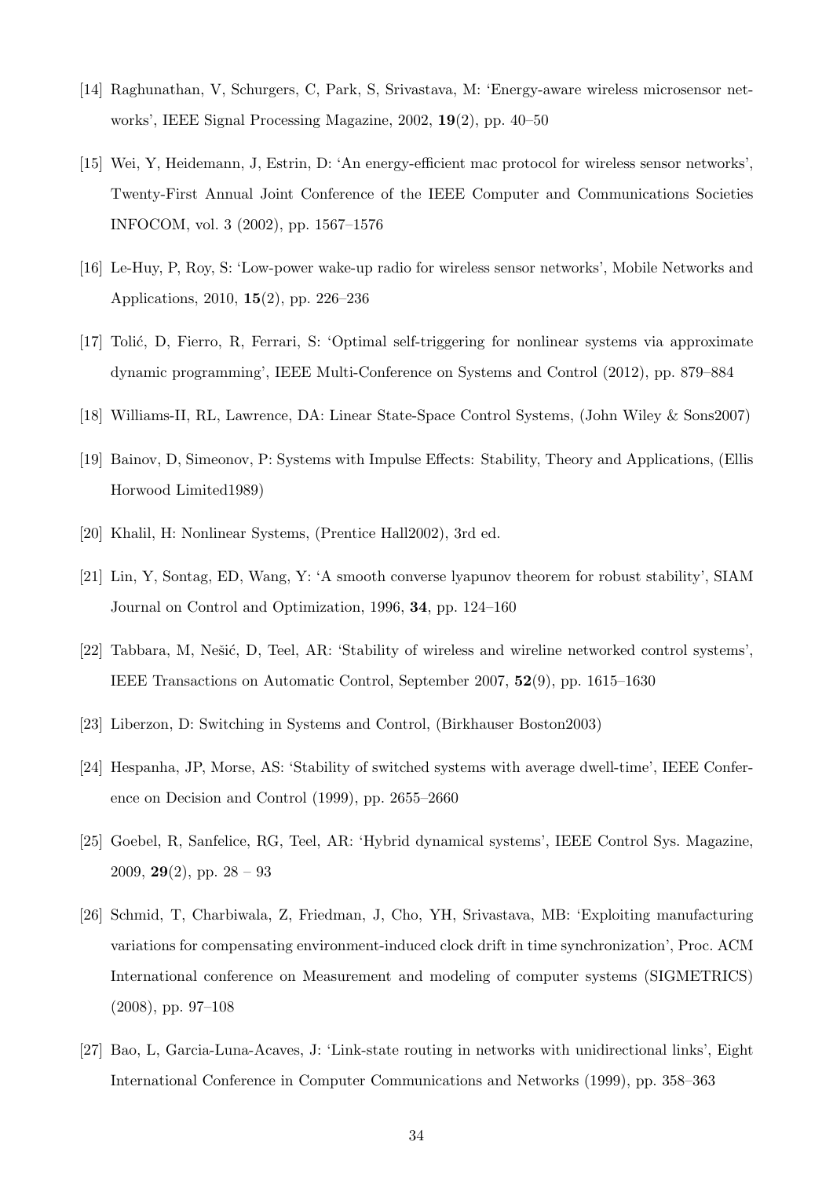[14] Raghunathan, V, Schurgers, C, Park, S, Srivastava, M: 'Energy-aware wireless microsensor networks', IEEE Signal Processing Magazine, 2002, **19**(2), pp. 40–50

[15] Wei, Y, Heidemann, J, Estrin, D: 'An energy-efficient mac protocol for wireless sensor networks', Twenty-First Annual Joint Conference of the IEEE Computer and Communications Societies INFOCOM, vol. 3 (2002), pp. 1567–1576

[16] Le-Huy, P, Roy, S: 'Low-power wake-up radio for wireless sensor networks', Mobile Networks and Applications, 2010, **15**(2), pp. 226–236

[17] Tolić, D, Fierro, R, Ferrari, S: 'Optimal self-triggering for nonlinear systems via approximate dynamic programming', IEEE Multi-Conference on Systems and Control (2012), pp. 879–884

[18] Williams-II, RL, Lawrence, DA: Linear State-Space Control Systems, (John Wiley & Sons2007)

[19] Bainov, D, Simeonov, P: Systems with Impulse Effects: Stability, Theory and Applications, (Ellis Horwood Limited1989)

[20] Khalil, H: Nonlinear Systems, (Prentice Hall2002), 3rd ed.

[21] Lin, Y, Sontag, ED, Wang, Y: 'A smooth converse lyapunov theorem for robust stability', SIAM Journal on Control and Optimization, 1996, **34**, pp. 124–160

[22] Tabbara, M, Nešić, D, Teel, AR: 'Stability of wireless and wireline networked control systems', IEEE Transactions on Automatic Control, September 2007, **52**(9), pp. 1615–1630

[23] Liberzon, D: Switching in Systems and Control, (Birkhauser Boston2003)

[24] Hespanha, JP, Morse, AS: 'Stability of switched systems with average dwell-time', IEEE Conference on Decision and Control (1999), pp. 2655–2660

[25] Goebel, R, Sanfelice, RG, Teel, AR: 'Hybrid dynamical systems', IEEE Control Sys. Magazine, 2009, **29**(2), pp. 28 – 93

[26] Schmid, T, Charbiwala, Z, Friedman, J, Cho, YH, Srivastava, MB: 'Exploiting manufacturing variations for compensating environment-induced clock drift in time synchronization', Proc. ACM International conference on Measurement and modeling of computer systems (SIGMETRICS) (2008), pp. 97–108

[27] Bao, L, Garcia-Luna-Acaves, J: 'Link-state routing in networks with unidirectional links', Eight International Conference in Computer Communications and Networks (1999), pp. 358–363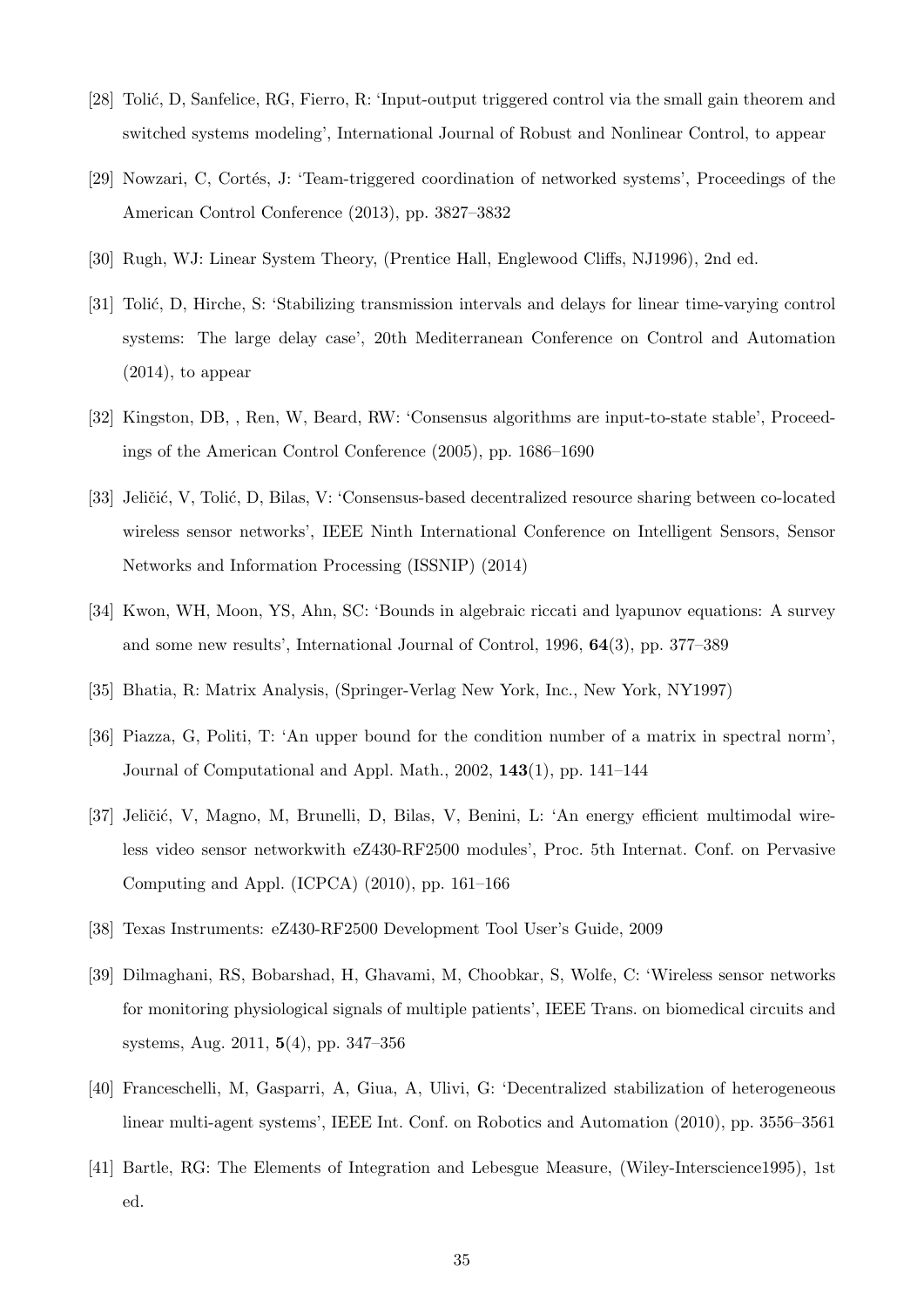[28] Tolić, D, Sanfelice, RG, Fierro, R: 'Input-output triggered control via the small gain theorem and switched systems modeling', International Journal of Robust and Nonlinear Control, to appear

[29] Nowzari, C, Cortés, J: 'Team-triggered coordination of networked systems', Proceedings of the American Control Conference (2013), pp. 3827–3832

[30] Rugh, WJ: Linear System Theory, (Prentice Hall, Englewood Cliffs, NJ1996), 2nd ed.

[31] Tolić, D, Hirche, S: 'Stabilizing transmission intervals and delays for linear time-varying control systems: The large delay case', 20th Mediterranean Conference on Control and Automation (2014), to appear

[32] Kingston, DB, , Ren, W, Beard, RW: 'Consensus algorithms are input-to-state stable', Proceedings of the American Control Conference (2005), pp. 1686–1690

[33] Jeličić, V, Tolić, D, Bilas, V: 'Consensus-based decentralized resource sharing between co-located wireless sensor networks', IEEE Ninth International Conference on Intelligent Sensors, Sensor Networks and Information Processing (ISSNIP) (2014)

[34] Kwon, WH, Moon, YS, Ahn, SC: 'Bounds in algebraic riccati and lyapunov equations: A survey and some new results', International Journal of Control, 1996, **64**(3), pp. 377–389

[35] Bhatia, R: Matrix Analysis, (Springer-Verlag New York, Inc., New York, NY1997)

[36] Piazza, G, Politi, T: 'An upper bound for the condition number of a matrix in spectral norm', Journal of Computational and Appl. Math., 2002, **143**(1), pp. 141–144

[37] Jeličić, V, Magno, M, Brunelli, D, Bilas, V, Benini, L: 'An energy efficient multimodal wireless video sensor networkwith eZ430-RF2500 modules', Proc. 5th Internat. Conf. on Pervasive Computing and Appl. (ICPCA) (2010), pp. 161–166

[38] Texas Instruments: eZ430-RF2500 Development Tool User's Guide, 2009

[39] Dilmaghani, RS, Bobarshad, H, Ghavami, M, Choobkar, S, Wolfe, C: 'Wireless sensor networks for monitoring physiological signals of multiple patients', IEEE Trans. on biomedical circuits and systems, Aug. 2011, **5**(4), pp. 347–356

[40] Franceschelli, M, Gasparri, A, Giua, A, Ulivi, G: 'Decentralized stabilization of heterogeneous linear multi-agent systems', IEEE Int. Conf. on Robotics and Automation (2010), pp. 3556–3561

[41] Bartle, RG: The Elements of Integration and Lebesgue Measure, (Wiley-Interscience1995), 1st ed.